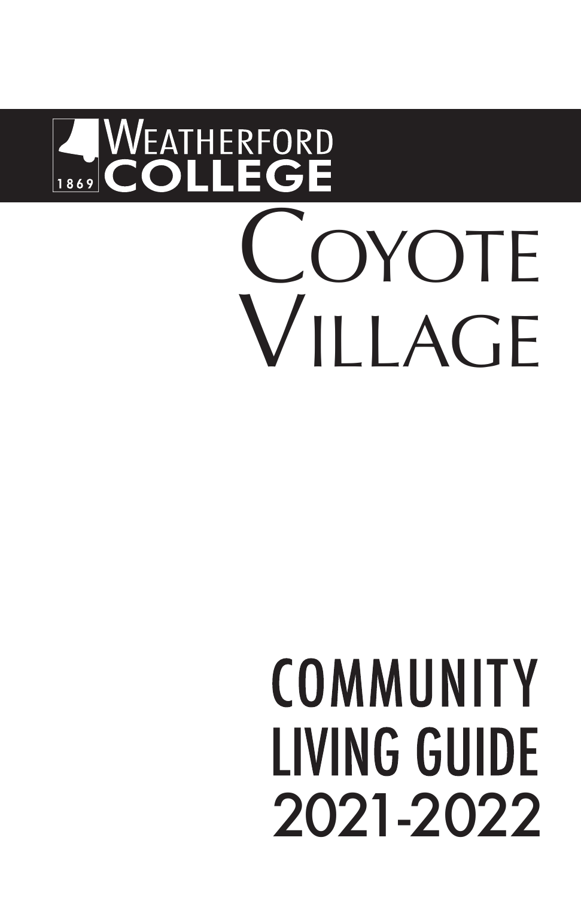Weatherford College

1869

# Coyote Village

# Community Living Guide 2021-2022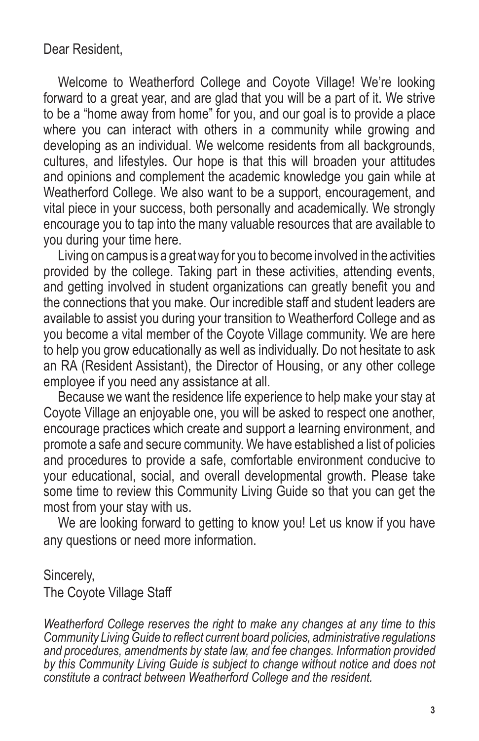Dear Resident,

Welcome to Weatherford College and Coyote Village! We're looking forward to a great year, and are glad that you will be a part of it. We strive to be a "home away from home" for you, and our goal is to provide a place where you can interact with others in a community while growing and developing as an individual. We welcome residents from all backgrounds, cultures, and lifestyles. Our hope is that this will broaden your attitudes and opinions and complement the academic knowledge you gain while at Weatherford College. We also want to be a support, encouragement, and vital piece in your success, both personally and academically. We strongly encourage you to tap into the many valuable resources that are available to you during your time here.

Living on campus is a great way for you to become involved in the activities provided by the college. Taking part in these activities, attending events, and getting involved in student organizations can greatly benefit you and the connections that you make. Our incredible staff and student leaders are available to assist you during your transition to Weatherford College and as you become a vital member of the Coyote Village community. We are here to help you grow educationally as well as individually. Do not hesitate to ask an RA (Resident Assistant), the Director of Housing, or any other college employee if you need any assistance at all.

Because we want the residence life experience to help make your stay at Coyote Village an enjoyable one, you will be asked to respect one another, encourage practices which create and support a learning environment, and promote a safe and secure community. We have established a list of policies and procedures to provide a safe, comfortable environment conducive to your educational, social, and overall developmental growth. Please take some time to review this Community Living Guide so that you can get the most from your stay with us.

We are looking forward to getting to know you! Let us know if you have any questions or need more information.

Sincerely,
The Coyote Village Staff

*Weatherford College reserves the right to make any changes at any time to this Community Living Guide to reflect current board policies, administrative regulations and procedures, amendments by state law, and fee changes. Information provided by this Community Living Guide is subject to change without notice and does not constitute a contract between Weatherford College and the resident.*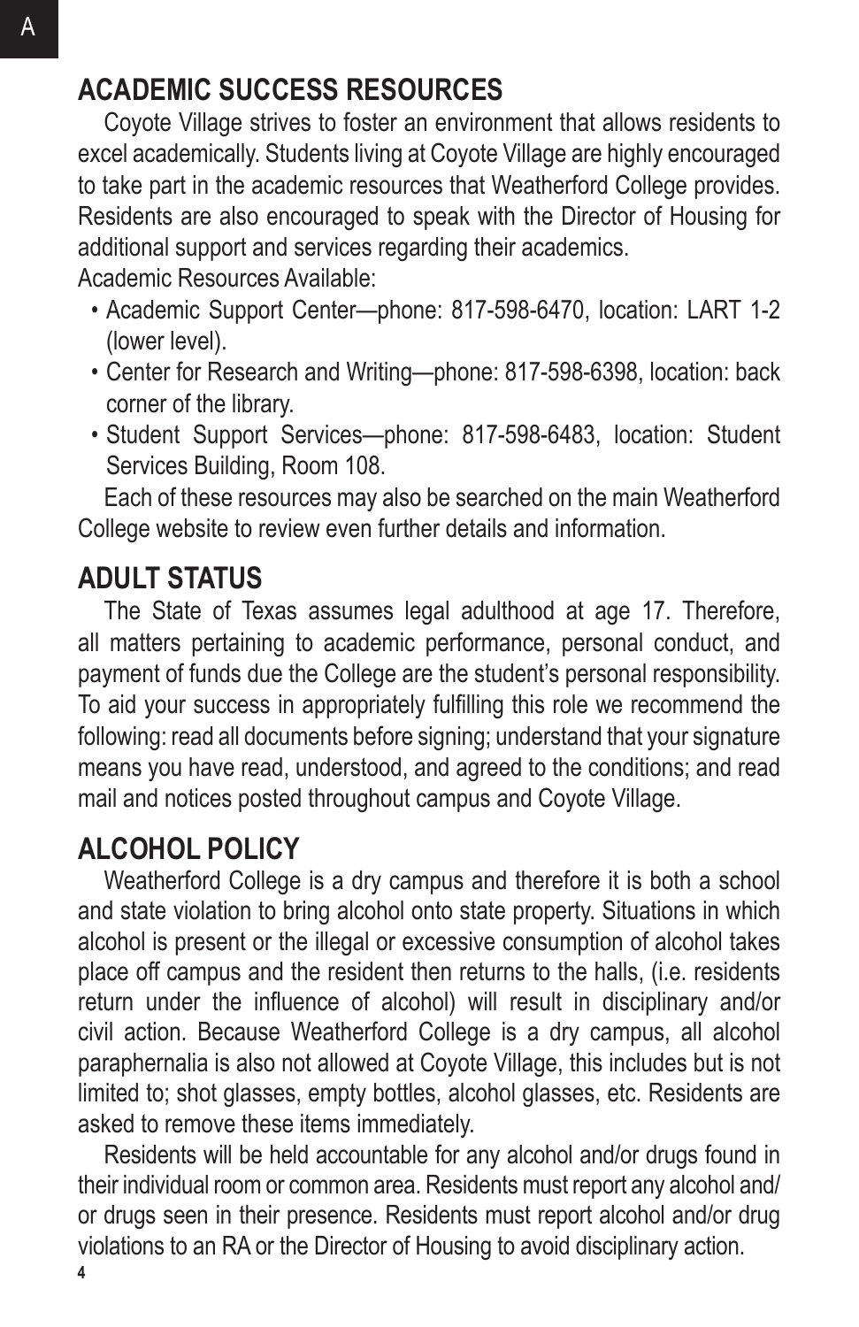## ACADEMIC SUCCESS RESOURCES

Coyote Village strives to foster an environment that allows residents to excel academically. Students living at Coyote Village are highly encouraged to take part in the academic resources that Weatherford College provides. Residents are also encouraged to speak with the Director of Housing for additional support and services regarding their academics.

Academic Resources Available:

- Academic Support Center—phone: 817-598-6470, location: LART 1-2 (lower level).
- Center for Research and Writing—phone: 817-598-6398, location: back corner of the library.
- Student Support Services—phone: 817-598-6483, location: Student Services Building, Room 108.

Each of these resources may also be searched on the main Weatherford College website to review even further details and information.

## ADULT STATUS

The State of Texas assumes legal adulthood at age 17. Therefore, all matters pertaining to academic performance, personal conduct, and payment of funds due the College are the student's personal responsibility. To aid your success in appropriately fulfilling this role we recommend the following: read all documents before signing; understand that your signature means you have read, understood, and agreed to the conditions; and read mail and notices posted throughout campus and Coyote Village.

## ALCOHOL POLICY

Weatherford College is a dry campus and therefore it is both a school and state violation to bring alcohol onto state property. Situations in which alcohol is present or the illegal or excessive consumption of alcohol takes place off campus and the resident then returns to the halls, (i.e. residents return under the influence of alcohol) will result in disciplinary and/or civil action. Because Weatherford College is a dry campus, all alcohol paraphernalia is also not allowed at Coyote Village, this includes but is not limited to; shot glasses, empty bottles, alcohol glasses, etc. Residents are asked to remove these items immediately.

Residents will be held accountable for any alcohol and/or drugs found in their individual room or common area. Residents must report any alcohol and/or drugs seen in their presence. Residents must report alcohol and/or drug violations to an RA or the Director of Housing to avoid disciplinary action.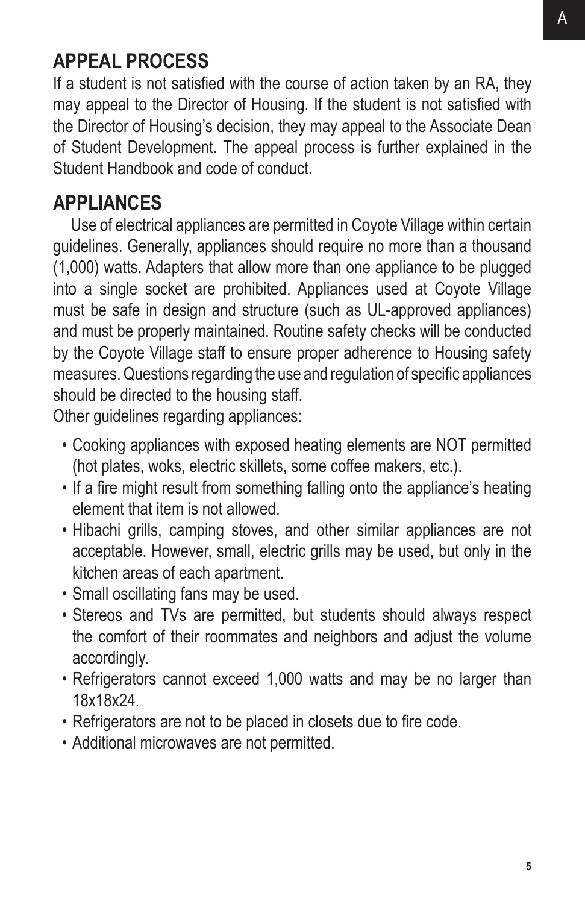## APPEAL PROCESS

If a student is not satisfied with the course of action taken by an RA, they may appeal to the Director of Housing. If the student is not satisfied with the Director of Housing's decision, they may appeal to the Associate Dean of Student Development. The appeal process is further explained in the Student Handbook and code of conduct.

## APPLIANCES

Use of electrical appliances are permitted in Coyote Village within certain guidelines. Generally, appliances should require no more than a thousand (1,000) watts. Adapters that allow more than one appliance to be plugged into a single socket are prohibited. Appliances used at Coyote Village must be safe in design and structure (such as UL-approved appliances) and must be properly maintained. Routine safety checks will be conducted by the Coyote Village staff to ensure proper adherence to Housing safety measures. Questions regarding the use and regulation of specific appliances should be directed to the housing staff.

Other guidelines regarding appliances:

- Cooking appliances with exposed heating elements are NOT permitted (hot plates, woks, electric skillets, some coffee makers, etc.).
- If a fire might result from something falling onto the appliance's heating element that item is not allowed.
- Hibachi grills, camping stoves, and other similar appliances are not acceptable. However, small, electric grills may be used, but only in the kitchen areas of each apartment.
- Small oscillating fans may be used.
- Stereos and TVs are permitted, but students should always respect the comfort of their roommates and neighbors and adjust the volume accordingly.
- Refrigerators cannot exceed 1,000 watts and may be no larger than 18x18x24.
- Refrigerators are not to be placed in closets due to fire code.
- Additional microwaves are not permitted.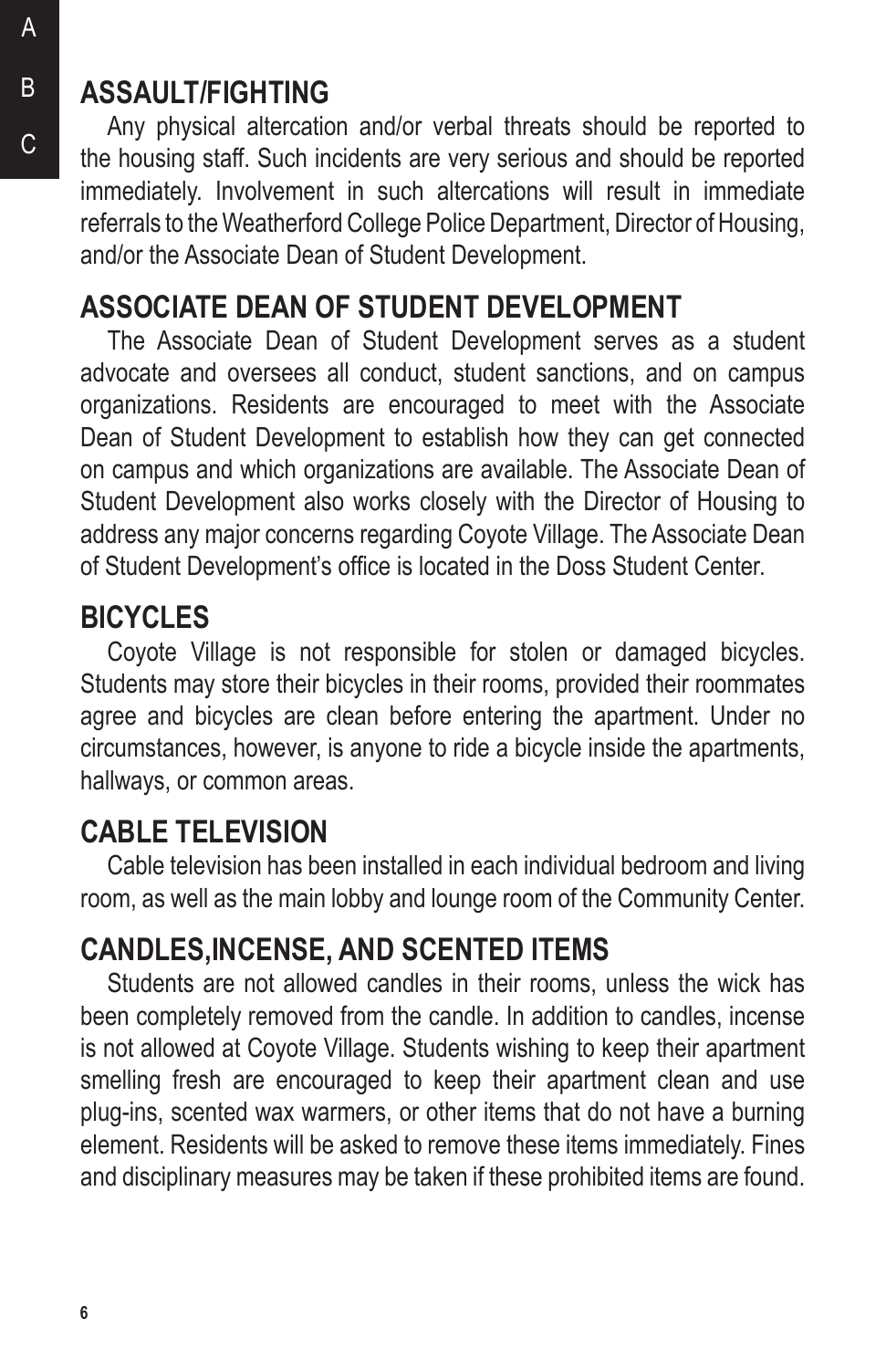## ASSAULT/FIGHTING

Any physical altercation and/or verbal threats should be reported to the housing staff. Such incidents are very serious and should be reported immediately. Involvement in such altercations will result in immediate referrals to the Weatherford College Police Department, Director of Housing, and/or the Associate Dean of Student Development.

## ASSOCIATE DEAN OF STUDENT DEVELOPMENT

The Associate Dean of Student Development serves as a student advocate and oversees all conduct, student sanctions, and on campus organizations. Residents are encouraged to meet with the Associate Dean of Student Development to establish how they can get connected on campus and which organizations are available. The Associate Dean of Student Development also works closely with the Director of Housing to address any major concerns regarding Coyote Village. The Associate Dean of Student Development's office is located in the Doss Student Center.

## BICYCLES

Coyote Village is not responsible for stolen or damaged bicycles. Students may store their bicycles in their rooms, provided their roommates agree and bicycles are clean before entering the apartment. Under no circumstances, however, is anyone to ride a bicycle inside the apartments, hallways, or common areas.

## CABLE TELEVISION

Cable television has been installed in each individual bedroom and living room, as well as the main lobby and lounge room of the Community Center.

## CANDLES,INCENSE, AND SCENTED ITEMS

Students are not allowed candles in their rooms, unless the wick has been completely removed from the candle. In addition to candles, incense is not allowed at Coyote Village. Students wishing to keep their apartment smelling fresh are encouraged to keep their apartment clean and use plug-ins, scented wax warmers, or other items that do not have a burning element. Residents will be asked to remove these items immediately. Fines and disciplinary measures may be taken if these prohibited items are found.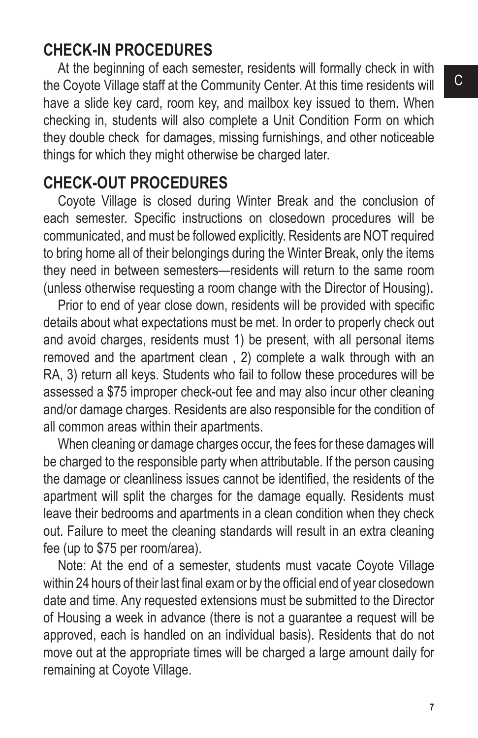## CHECK-IN PROCEDURES

At the beginning of each semester, residents will formally check in with the Coyote Village staff at the Community Center. At this time residents will have a slide key card, room key, and mailbox key issued to them. When checking in, students will also complete a Unit Condition Form on which they double check for damages, missing furnishings, and other noticeable things for which they might otherwise be charged later.

## CHECK-OUT PROCEDURES

Coyote Village is closed during Winter Break and the conclusion of each semester. Specific instructions on closedown procedures will be communicated, and must be followed explicitly. Residents are NOT required to bring home all of their belongings during the Winter Break, only the items they need in between semesters—residents will return to the same room (unless otherwise requesting a room change with the Director of Housing).

Prior to end of year close down, residents will be provided with specific details about what expectations must be met. In order to properly check out and avoid charges, residents must 1) be present, with all personal items removed and the apartment clean , 2) complete a walk through with an RA, 3) return all keys. Students who fail to follow these procedures will be assessed a $75 improper check-out fee and may also incur other cleaning and/or damage charges. Residents are also responsible for the condition of all common areas within their apartments.

When cleaning or damage charges occur, the fees for these damages will be charged to the responsible party when attributable. If the person causing the damage or cleanliness issues cannot be identified, the residents of the apartment will split the charges for the damage equally. Residents must leave their bedrooms and apartments in a clean condition when they check out. Failure to meet the cleaning standards will result in an extra cleaning fee (up to $75 per room/area).

Note: At the end of a semester, students must vacate Coyote Village within 24 hours of their last final exam or by the official end of year closedown date and time. Any requested extensions must be submitted to the Director of Housing a week in advance (there is not a guarantee a request will be approved, each is handled on an individual basis). Residents that do not move out at the appropriate times will be charged a large amount daily for remaining at Coyote Village.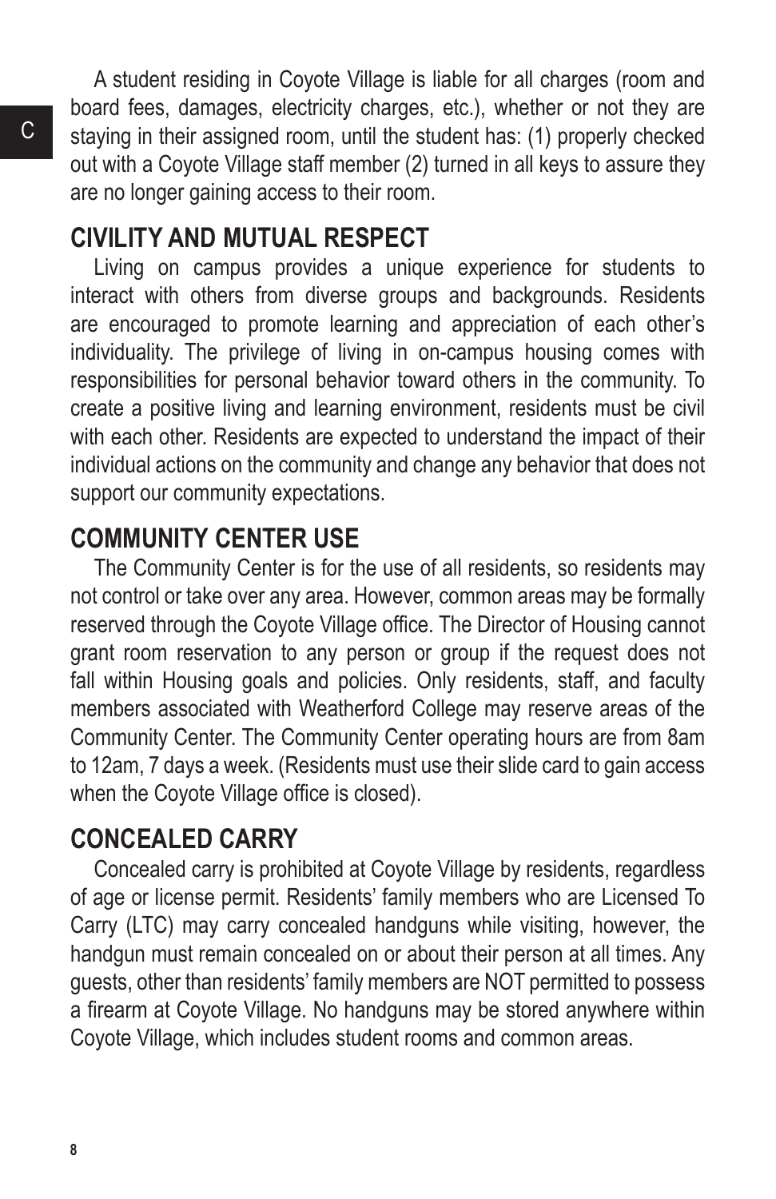A student residing in Coyote Village is liable for all charges (room and board fees, damages, electricity charges, etc.), whether or not they are staying in their assigned room, until the student has: (1) properly checked out with a Coyote Village staff member (2) turned in all keys to assure they are no longer gaining access to their room.

## CIVILITY AND MUTUAL RESPECT

Living on campus provides a unique experience for students to interact with others from diverse groups and backgrounds. Residents are encouraged to promote learning and appreciation of each other's individuality. The privilege of living in on-campus housing comes with responsibilities for personal behavior toward others in the community. To create a positive living and learning environment, residents must be civil with each other. Residents are expected to understand the impact of their individual actions on the community and change any behavior that does not support our community expectations.

## COMMUNITY CENTER USE

The Community Center is for the use of all residents, so residents may not control or take over any area. However, common areas may be formally reserved through the Coyote Village office. The Director of Housing cannot grant room reservation to any person or group if the request does not fall within Housing goals and policies. Only residents, staff, and faculty members associated with Weatherford College may reserve areas of the Community Center. The Community Center operating hours are from 8am to 12am, 7 days a week. (Residents must use their slide card to gain access when the Coyote Village office is closed).

## CONCEALED CARRY

Concealed carry is prohibited at Coyote Village by residents, regardless of age or license permit. Residents' family members who are Licensed To Carry (LTC) may carry concealed handguns while visiting, however, the handgun must remain concealed on or about their person at all times. Any guests, other than residents' family members are NOT permitted to possess a firearm at Coyote Village. No handguns may be stored anywhere within Coyote Village, which includes student rooms and common areas.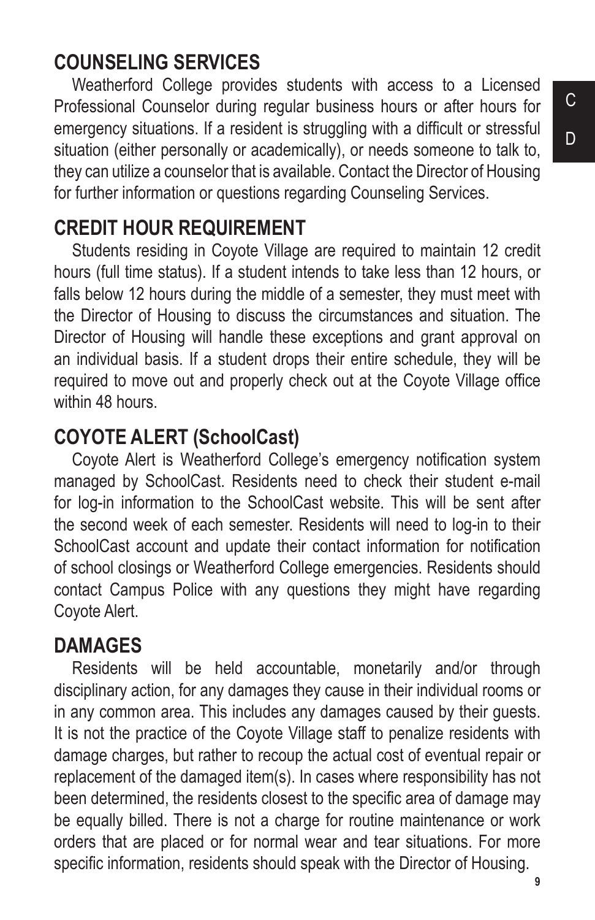## COUNSELING SERVICES

Weatherford College provides students with access to a Licensed Professional Counselor during regular business hours or after hours for emergency situations. If a resident is struggling with a difficult or stressful situation (either personally or academically), or needs someone to talk to, they can utilize a counselor that is available. Contact the Director of Housing for further information or questions regarding Counseling Services.

## CREDIT HOUR REQUIREMENT

Students residing in Coyote Village are required to maintain 12 credit hours (full time status). If a student intends to take less than 12 hours, or falls below 12 hours during the middle of a semester, they must meet with the Director of Housing to discuss the circumstances and situation. The Director of Housing will handle these exceptions and grant approval on an individual basis. If a student drops their entire schedule, they will be required to move out and properly check out at the Coyote Village office within 48 hours.

## COYOTE ALERT (SchoolCast)

Coyote Alert is Weatherford College's emergency notification system managed by SchoolCast. Residents need to check their student e-mail for log-in information to the SchoolCast website. This will be sent after the second week of each semester. Residents will need to log-in to their SchoolCast account and update their contact information for notification of school closings or Weatherford College emergencies. Residents should contact Campus Police with any questions they might have regarding Coyote Alert.

## DAMAGES

Residents will be held accountable, monetarily and/or through disciplinary action, for any damages they cause in their individual rooms or in any common area. This includes any damages caused by their guests. It is not the practice of the Coyote Village staff to penalize residents with damage charges, but rather to recoup the actual cost of eventual repair or replacement of the damaged item(s). In cases where responsibility has not been determined, the residents closest to the specific area of damage may be equally billed. There is not a charge for routine maintenance or work orders that are placed or for normal wear and tear situations. For more specific information, residents should speak with the Director of Housing.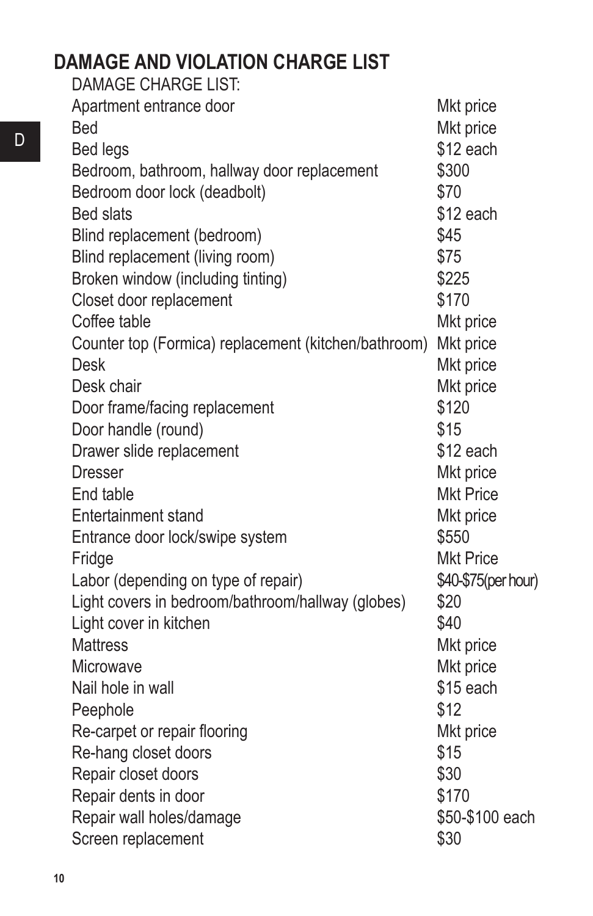## DAMAGE AND VIOLATION CHARGE LIST

DAMAGE CHARGE LIST:

| Item | Charge |
|---|---|
| Apartment entrance door | Mkt price |
| Bed | Mkt price |
| Bed legs | $12 each |
| Bedroom, bathroom, hallway door replacement | $300 |
| Bedroom door lock (deadbolt) | $70 |
| Bed slats | $12 each |
| Blind replacement (bedroom) | $45 |
| Blind replacement (living room) | $75 |
| Broken window (including tinting) | $225 |
| Closet door replacement | $170 |
| Coffee table | Mkt price |
| Counter top (Formica) replacement (kitchen/bathroom) | Mkt price |
| Desk | Mkt price |
| Desk chair | Mkt price |
| Door frame/facing replacement | $120 |
| Door handle (round) | $15 |
| Drawer slide replacement | $12 each |
| Dresser | Mkt price |
| End table | Mkt Price |
| Entertainment stand | Mkt price |
| Entrance door lock/swipe system | $550 |
| Fridge | Mkt Price |
| Labor (depending on type of repair) | $40-$75(per hour) |
| Light covers in bedroom/bathroom/hallway (globes) | $20 |
| Light cover in kitchen | $40 |
| Mattress | Mkt price |
| Microwave | Mkt price |
| Nail hole in wall | $15 each |
| Peephole | $12 |
| Re-carpet or repair flooring | Mkt price |
| Re-hang closet doors | $15 |
| Repair closet doors | $30 |
| Repair dents in door | $170 |
| Repair wall holes/damage | $50-$100 each |
| Screen replacement | $30 |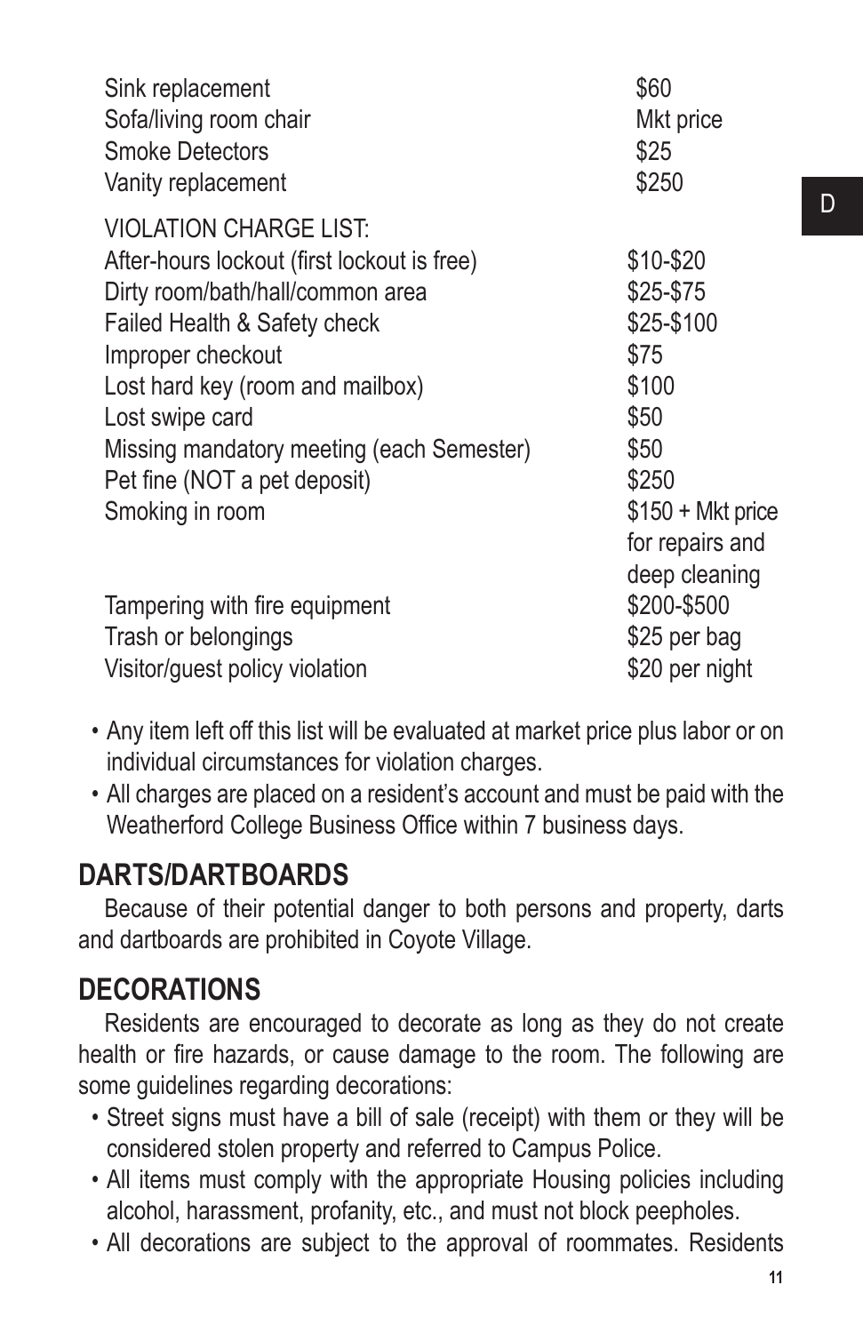| | |
|---|---|
| Sink replacement | $60 |
| Sofa/living room chair | Mkt price |
| Smoke Detectors | $25 |
| Vanity replacement | $250 |

VIOLATION CHARGE LIST:

| | |
|---|---|
| After-hours lockout (first lockout is free) | $10-$20 |
| Dirty room/bath/hall/common area | $25-$75 |
| Failed Health & Safety check | $25-$100 |
| Improper checkout | $75 |
| Lost hard key (room and mailbox) | $100 |
| Lost swipe card | $50 |
| Missing mandatory meeting (each Semester) | $50 |
| Pet fine (NOT a pet deposit) | $250 |
| Smoking in room | $150 + Mkt price for repairs and deep cleaning |
| Tampering with fire equipment | $200-$500 |
| Trash or belongings | $25 per bag |
| Visitor/guest policy violation | $20 per night |

- Any item left off this list will be evaluated at market price plus labor or on individual circumstances for violation charges.
- All charges are placed on a resident's account and must be paid with the Weatherford College Business Office within 7 business days.

## DARTS/DARTBOARDS

Because of their potential danger to both persons and property, darts and dartboards are prohibited in Coyote Village.

## DECORATIONS

Residents are encouraged to decorate as long as they do not create health or fire hazards, or cause damage to the room. The following are some guidelines regarding decorations:

- Street signs must have a bill of sale (receipt) with them or they will be considered stolen property and referred to Campus Police.
- All items must comply with the appropriate Housing policies including alcohol, harassment, profanity, etc., and must not block peepholes.
- All decorations are subject to the approval of roommates. Residents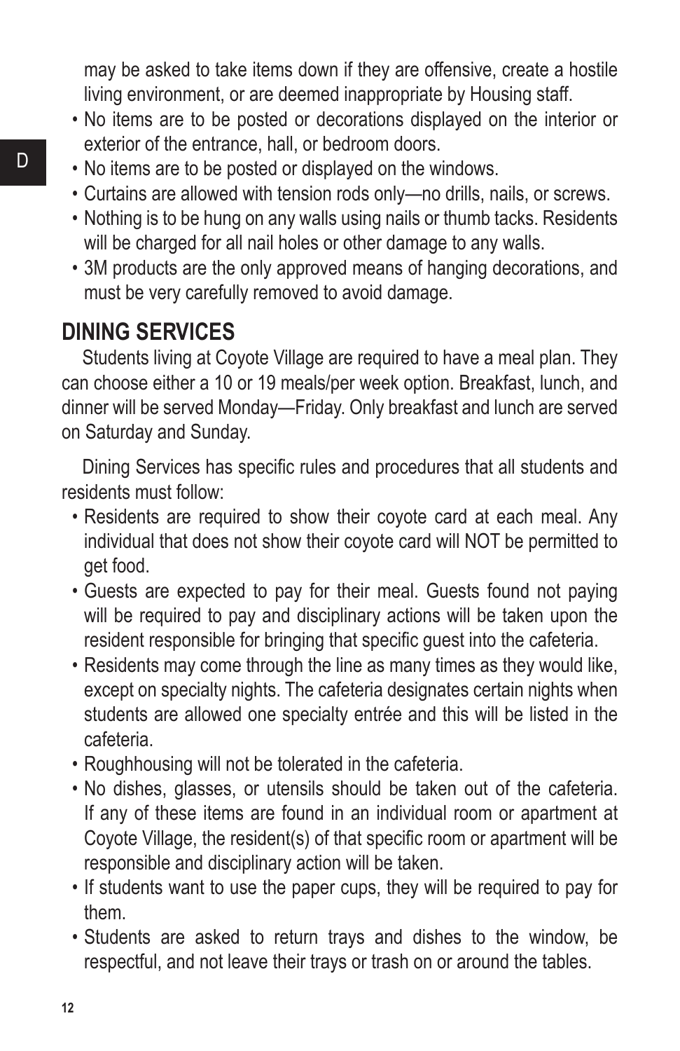may be asked to take items down if they are offensive, create a hostile living environment, or are deemed inappropriate by Housing staff.

- No items are to be posted or decorations displayed on the interior or exterior of the entrance, hall, or bedroom doors.
- No items are to be posted or displayed on the windows.
- Curtains are allowed with tension rods only—no drills, nails, or screws.
- Nothing is to be hung on any walls using nails or thumb tacks. Residents will be charged for all nail holes or other damage to any walls.
- 3M products are the only approved means of hanging decorations, and must be very carefully removed to avoid damage.

## DINING SERVICES

Students living at Coyote Village are required to have a meal plan. They can choose either a 10 or 19 meals/per week option. Breakfast, lunch, and dinner will be served Monday—Friday. Only breakfast and lunch are served on Saturday and Sunday.

Dining Services has specific rules and procedures that all students and residents must follow:

- Residents are required to show their coyote card at each meal. Any individual that does not show their coyote card will NOT be permitted to get food.
- Guests are expected to pay for their meal. Guests found not paying will be required to pay and disciplinary actions will be taken upon the resident responsible for bringing that specific guest into the cafeteria.
- Residents may come through the line as many times as they would like, except on specialty nights. The cafeteria designates certain nights when students are allowed one specialty entrée and this will be listed in the cafeteria.
- Roughhousing will not be tolerated in the cafeteria.
- No dishes, glasses, or utensils should be taken out of the cafeteria. If any of these items are found in an individual room or apartment at Coyote Village, the resident(s) of that specific room or apartment will be responsible and disciplinary action will be taken.
- If students want to use the paper cups, they will be required to pay for them.
- Students are asked to return trays and dishes to the window, be respectful, and not leave their trays or trash on or around the tables.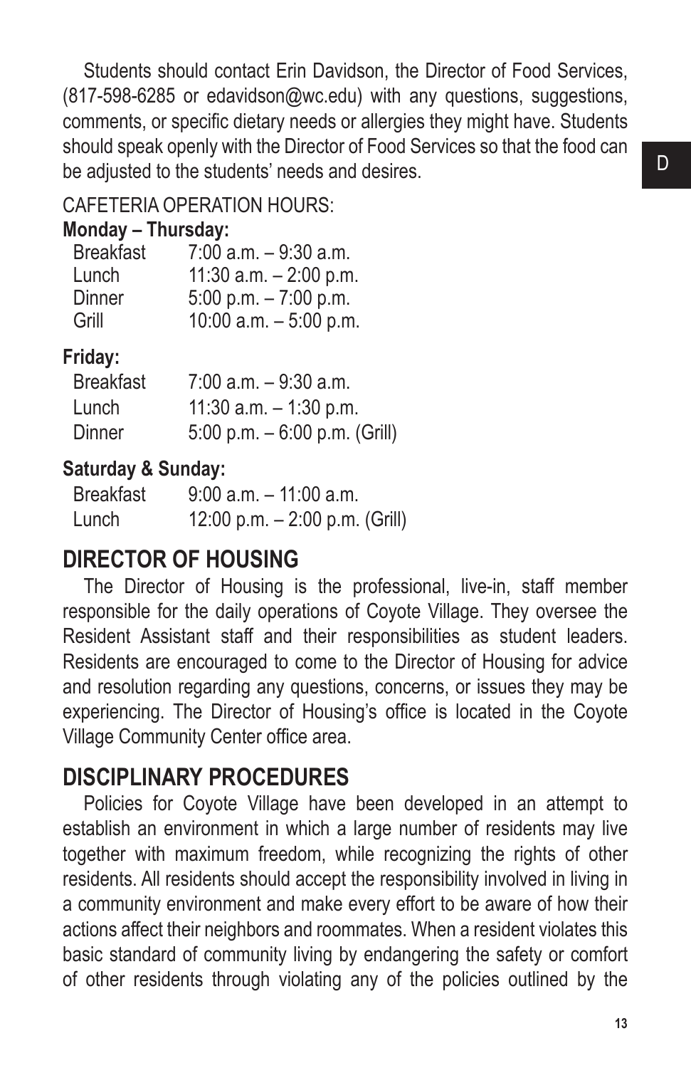Students should contact Erin Davidson, the Director of Food Services, (817-598-6285 or edavidson@wc.edu) with any questions, suggestions, comments, or specific dietary needs or allergies they might have. Students should speak openly with the Director of Food Services so that the food can be adjusted to the students' needs and desires.

CAFETERIA OPERATION HOURS:

**Monday – Thursday:**

| | |
|---|---|
| Breakfast | 7:00 a.m. – 9:30 a.m. |
| Lunch | 11:30 a.m. – 2:00 p.m. |
| Dinner | 5:00 p.m. – 7:00 p.m. |
| Grill | 10:00 a.m. – 5:00 p.m. |

**Friday:**

| | |
|---|---|
| Breakfast | 7:00 a.m. – 9:30 a.m. |
| Lunch | 11:30 a.m. – 1:30 p.m. |
| Dinner | 5:00 p.m. – 6:00 p.m. (Grill) |

**Saturday & Sunday:**

| | |
|---|---|
| Breakfast | 9:00 a.m. – 11:00 a.m. |
| Lunch | 12:00 p.m. – 2:00 p.m. (Grill) |

## DIRECTOR OF HOUSING

The Director of Housing is the professional, live-in, staff member responsible for the daily operations of Coyote Village. They oversee the Resident Assistant staff and their responsibilities as student leaders. Residents are encouraged to come to the Director of Housing for advice and resolution regarding any questions, concerns, or issues they may be experiencing. The Director of Housing's office is located in the Coyote Village Community Center office area.

## DISCIPLINARY PROCEDURES

Policies for Coyote Village have been developed in an attempt to establish an environment in which a large number of residents may live together with maximum freedom, while recognizing the rights of other residents. All residents should accept the responsibility involved in living in a community environment and make every effort to be aware of how their actions affect their neighbors and roommates. When a resident violates this basic standard of community living by endangering the safety or comfort of other residents through violating any of the policies outlined by the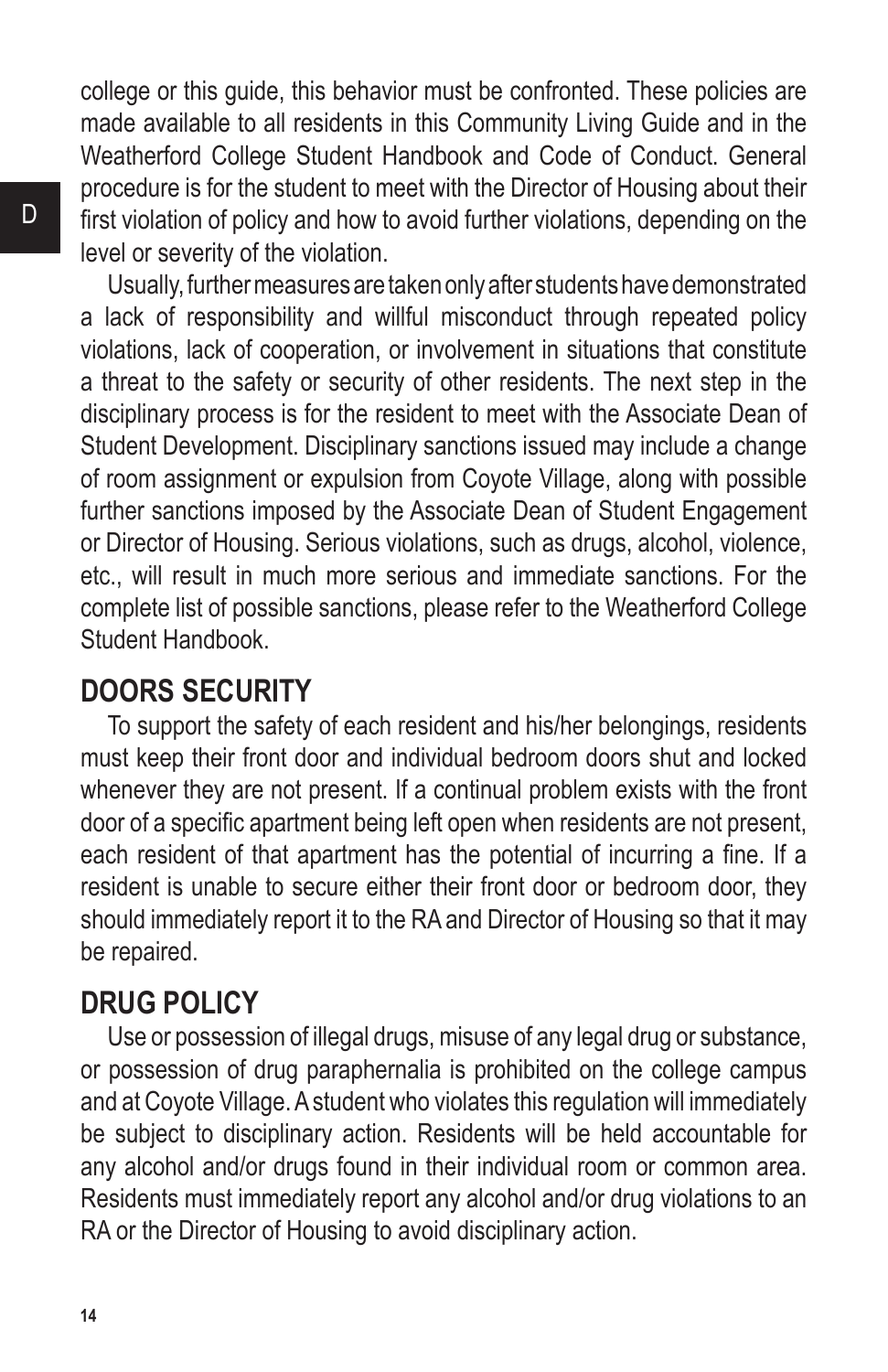college or this guide, this behavior must be confronted. These policies are made available to all residents in this Community Living Guide and in the Weatherford College Student Handbook and Code of Conduct. General procedure is for the student to meet with the Director of Housing about their first violation of policy and how to avoid further violations, depending on the level or severity of the violation.

Usually, further measures are taken only after students have demonstrated a lack of responsibility and willful misconduct through repeated policy violations, lack of cooperation, or involvement in situations that constitute a threat to the safety or security of other residents. The next step in the disciplinary process is for the resident to meet with the Associate Dean of Student Development. Disciplinary sanctions issued may include a change of room assignment or expulsion from Coyote Village, along with possible further sanctions imposed by the Associate Dean of Student Engagement or Director of Housing. Serious violations, such as drugs, alcohol, violence, etc., will result in much more serious and immediate sanctions. For the complete list of possible sanctions, please refer to the Weatherford College Student Handbook.

## DOORS SECURITY

To support the safety of each resident and his/her belongings, residents must keep their front door and individual bedroom doors shut and locked whenever they are not present. If a continual problem exists with the front door of a specific apartment being left open when residents are not present, each resident of that apartment has the potential of incurring a fine. If a resident is unable to secure either their front door or bedroom door, they should immediately report it to the RA and Director of Housing so that it may be repaired.

## DRUG POLICY

Use or possession of illegal drugs, misuse of any legal drug or substance, or possession of drug paraphernalia is prohibited on the college campus and at Coyote Village. A student who violates this regulation will immediately be subject to disciplinary action. Residents will be held accountable for any alcohol and/or drugs found in their individual room or common area. Residents must immediately report any alcohol and/or drug violations to an RA or the Director of Housing to avoid disciplinary action.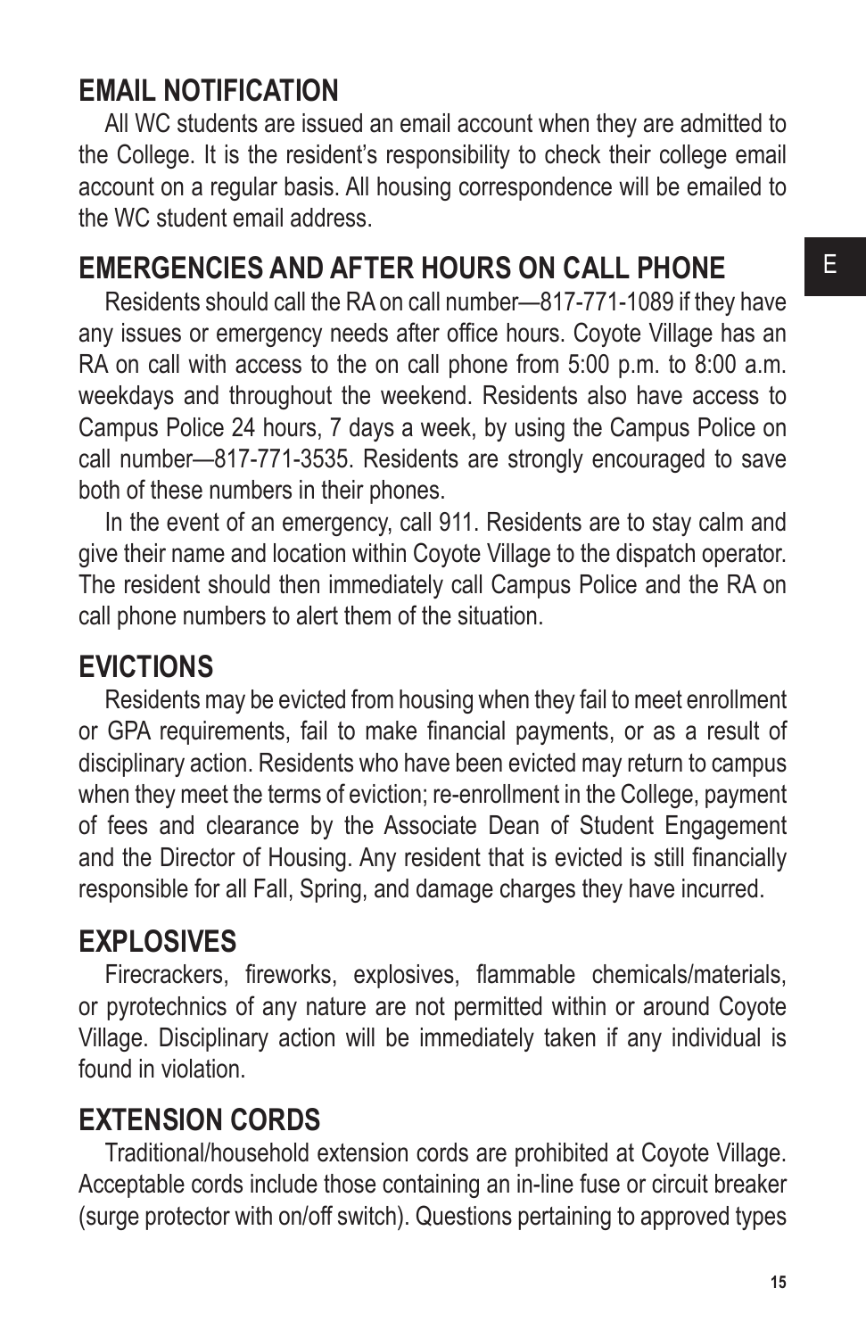## EMAIL NOTIFICATION

All WC students are issued an email account when they are admitted to the College. It is the resident's responsibility to check their college email account on a regular basis. All housing correspondence will be emailed to the WC student email address.

## EMERGENCIES AND AFTER HOURS ON CALL PHONE

Residents should call the RA on call number—817-771-1089 if they have any issues or emergency needs after office hours. Coyote Village has an RA on call with access to the on call phone from 5:00 p.m. to 8:00 a.m. weekdays and throughout the weekend. Residents also have access to Campus Police 24 hours, 7 days a week, by using the Campus Police on call number—817-771-3535. Residents are strongly encouraged to save both of these numbers in their phones.

In the event of an emergency, call 911. Residents are to stay calm and give their name and location within Coyote Village to the dispatch operator. The resident should then immediately call Campus Police and the RA on call phone numbers to alert them of the situation.

## EVICTIONS

Residents may be evicted from housing when they fail to meet enrollment or GPA requirements, fail to make financial payments, or as a result of disciplinary action. Residents who have been evicted may return to campus when they meet the terms of eviction; re-enrollment in the College, payment of fees and clearance by the Associate Dean of Student Engagement and the Director of Housing. Any resident that is evicted is still financially responsible for all Fall, Spring, and damage charges they have incurred.

## EXPLOSIVES

Firecrackers, fireworks, explosives, flammable chemicals/materials, or pyrotechnics of any nature are not permitted within or around Coyote Village. Disciplinary action will be immediately taken if any individual is found in violation.

## EXTENSION CORDS

Traditional/household extension cords are prohibited at Coyote Village. Acceptable cords include those containing an in-line fuse or circuit breaker (surge protector with on/off switch). Questions pertaining to approved types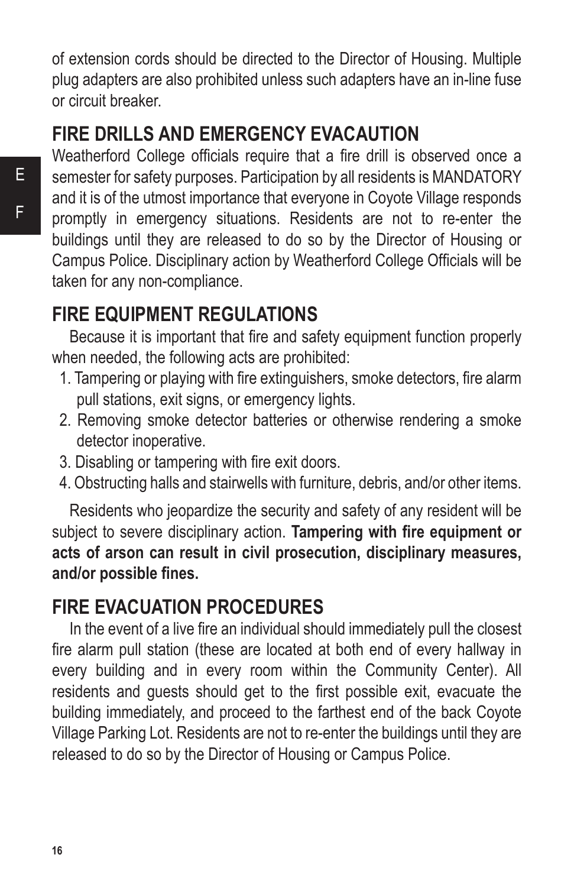of extension cords should be directed to the Director of Housing. Multiple plug adapters are also prohibited unless such adapters have an in-line fuse or circuit breaker.

## FIRE DRILLS AND EMERGENCY EVACAUTION

Weatherford College officials require that a fire drill is observed once a semester for safety purposes. Participation by all residents is MANDATORY and it is of the utmost importance that everyone in Coyote Village responds promptly in emergency situations. Residents are not to re-enter the buildings until they are released to do so by the Director of Housing or Campus Police. Disciplinary action by Weatherford College Officials will be taken for any non-compliance.

## FIRE EQUIPMENT REGULATIONS

Because it is important that fire and safety equipment function properly when needed, the following acts are prohibited:

1. Tampering or playing with fire extinguishers, smoke detectors, fire alarm pull stations, exit signs, or emergency lights.
2. Removing smoke detector batteries or otherwise rendering a smoke detector inoperative.
3. Disabling or tampering with fire exit doors.
4. Obstructing halls and stairwells with furniture, debris, and/or other items.

Residents who jeopardize the security and safety of any resident will be subject to severe disciplinary action. **Tampering with fire equipment or acts of arson can result in civil prosecution, disciplinary measures, and/or possible fines.**

## FIRE EVACUATION PROCEDURES

In the event of a live fire an individual should immediately pull the closest fire alarm pull station (these are located at both end of every hallway in every building and in every room within the Community Center). All residents and guests should get to the first possible exit, evacuate the building immediately, and proceed to the farthest end of the back Coyote Village Parking Lot. Residents are not to re-enter the buildings until they are released to do so by the Director of Housing or Campus Police.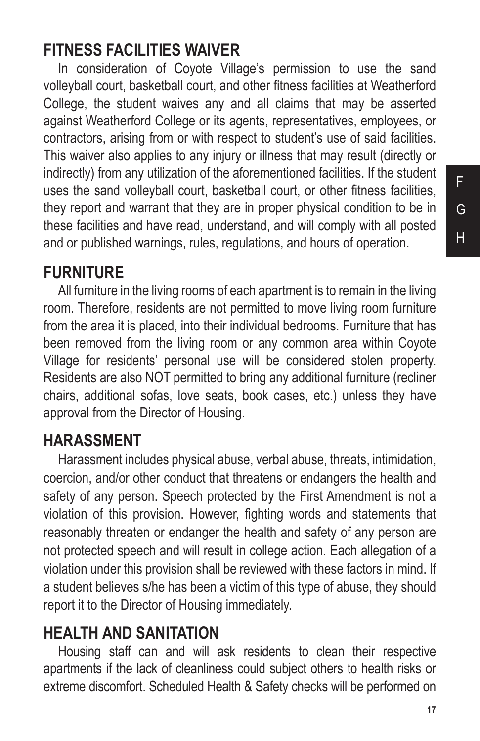## FITNESS FACILITIES WAIVER

In consideration of Coyote Village's permission to use the sand volleyball court, basketball court, and other fitness facilities at Weatherford College, the student waives any and all claims that may be asserted against Weatherford College or its agents, representatives, employees, or contractors, arising from or with respect to student's use of said facilities. This waiver also applies to any injury or illness that may result (directly or indirectly) from any utilization of the aforementioned facilities. If the student uses the sand volleyball court, basketball court, or other fitness facilities, they report and warrant that they are in proper physical condition to be in these facilities and have read, understand, and will comply with all posted and or published warnings, rules, regulations, and hours of operation.

## FURNITURE

All furniture in the living rooms of each apartment is to remain in the living room. Therefore, residents are not permitted to move living room furniture from the area it is placed, into their individual bedrooms. Furniture that has been removed from the living room or any common area within Coyote Village for residents' personal use will be considered stolen property. Residents are also NOT permitted to bring any additional furniture (recliner chairs, additional sofas, love seats, book cases, etc.) unless they have approval from the Director of Housing.

## HARASSMENT

Harassment includes physical abuse, verbal abuse, threats, intimidation, coercion, and/or other conduct that threatens or endangers the health and safety of any person. Speech protected by the First Amendment is not a violation of this provision. However, fighting words and statements that reasonably threaten or endanger the health and safety of any person are not protected speech and will result in college action. Each allegation of a violation under this provision shall be reviewed with these factors in mind. If a student believes s/he has been a victim of this type of abuse, they should report it to the Director of Housing immediately.

## HEALTH AND SANITATION

Housing staff can and will ask residents to clean their respective apartments if the lack of cleanliness could subject others to health risks or extreme discomfort. Scheduled Health & Safety checks will be performed on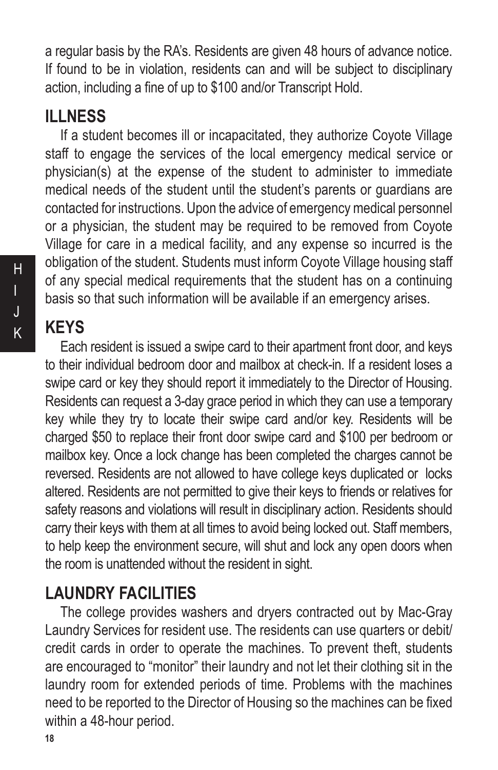a regular basis by the RA's. Residents are given 48 hours of advance notice. If found to be in violation, residents can and will be subject to disciplinary action, including a fine of up to $100 and/or Transcript Hold.

## ILLNESS

If a student becomes ill or incapacitated, they authorize Coyote Village staff to engage the services of the local emergency medical service or physician(s) at the expense of the student to administer to immediate medical needs of the student until the student's parents or guardians are contacted for instructions. Upon the advice of emergency medical personnel or a physician, the student may be required to be removed from Coyote Village for care in a medical facility, and any expense so incurred is the obligation of the student. Students must inform Coyote Village housing staff of any special medical requirements that the student has on a continuing basis so that such information will be available if an emergency arises.

## KEYS

Each resident is issued a swipe card to their apartment front door, and keys to their individual bedroom door and mailbox at check-in. If a resident loses a swipe card or key they should report it immediately to the Director of Housing. Residents can request a 3-day grace period in which they can use a temporary key while they try to locate their swipe card and/or key. Residents will be charged $50 to replace their front door swipe card and $100 per bedroom or mailbox key. Once a lock change has been completed the charges cannot be reversed. Residents are not allowed to have college keys duplicated or locks altered. Residents are not permitted to give their keys to friends or relatives for safety reasons and violations will result in disciplinary action. Residents should carry their keys with them at all times to avoid being locked out. Staff members, to help keep the environment secure, will shut and lock any open doors when the room is unattended without the resident in sight.

## LAUNDRY FACILITIES

The college provides washers and dryers contracted out by Mac-Gray Laundry Services for resident use. The residents can use quarters or debit/credit cards in order to operate the machines. To prevent theft, students are encouraged to "monitor" their laundry and not let their clothing sit in the laundry room for extended periods of time. Problems with the machines need to be reported to the Director of Housing so the machines can be fixed within a 48-hour period.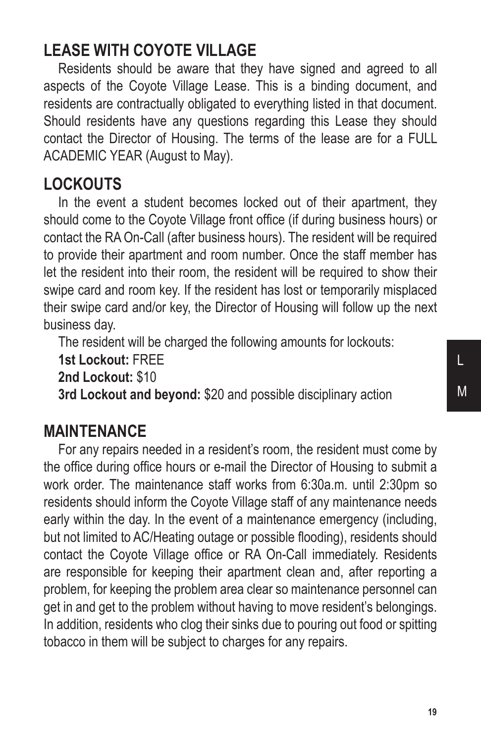## LEASE WITH COYOTE VILLAGE

Residents should be aware that they have signed and agreed to all aspects of the Coyote Village Lease. This is a binding document, and residents are contractually obligated to everything listed in that document. Should residents have any questions regarding this Lease they should contact the Director of Housing. The terms of the lease are for a FULL ACADEMIC YEAR (August to May).

## LOCKOUTS

In the event a student becomes locked out of their apartment, they should come to the Coyote Village front office (if during business hours) or contact the RA On-Call (after business hours). The resident will be required to provide their apartment and room number. Once the staff member has let the resident into their room, the resident will be required to show their swipe card and room key. If the resident has lost or temporarily misplaced their swipe card and/or key, the Director of Housing will follow up the next business day.

The resident will be charged the following amounts for lockouts:

**1st Lockout:** FREE

**2nd Lockout:** $10

**3rd Lockout and beyond:** $20 and possible disciplinary action

## MAINTENANCE

For any repairs needed in a resident's room, the resident must come by the office during office hours or e-mail the Director of Housing to submit a work order. The maintenance staff works from 6:30a.m. until 2:30pm so residents should inform the Coyote Village staff of any maintenance needs early within the day. In the event of a maintenance emergency (including, but not limited to AC/Heating outage or possible flooding), residents should contact the Coyote Village office or RA On-Call immediately. Residents are responsible for keeping their apartment clean and, after reporting a problem, for keeping the problem area clear so maintenance personnel can get in and get to the problem without having to move resident's belongings. In addition, residents who clog their sinks due to pouring out food or spitting tobacco in them will be subject to charges for any repairs.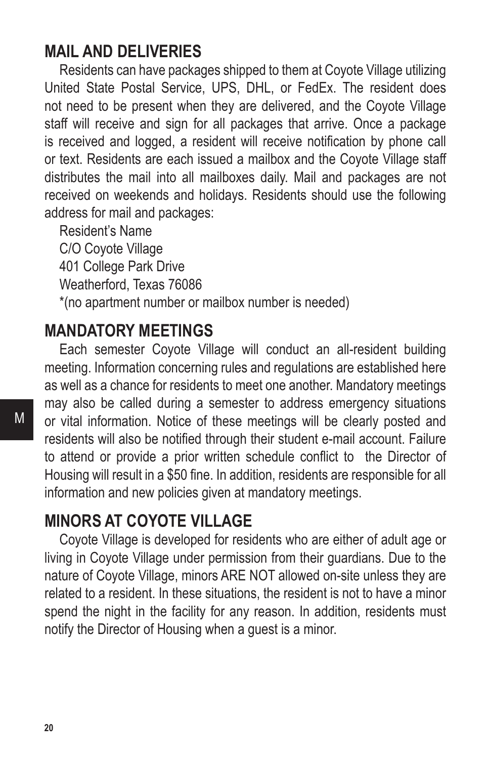## MAIL AND DELIVERIES

Residents can have packages shipped to them at Coyote Village utilizing United State Postal Service, UPS, DHL, or FedEx. The resident does not need to be present when they are delivered, and the Coyote Village staff will receive and sign for all packages that arrive. Once a package is received and logged, a resident will receive notification by phone call or text. Residents are each issued a mailbox and the Coyote Village staff distributes the mail into all mailboxes daily. Mail and packages are not received on weekends and holidays. Residents should use the following address for mail and packages:

Resident's Name
C/O Coyote Village
401 College Park Drive
Weatherford, Texas 76086
*(no apartment number or mailbox number is needed)

## MANDATORY MEETINGS

Each semester Coyote Village will conduct an all-resident building meeting. Information concerning rules and regulations are established here as well as a chance for residents to meet one another. Mandatory meetings may also be called during a semester to address emergency situations or vital information. Notice of these meetings will be clearly posted and residents will also be notified through their student e-mail account. Failure to attend or provide a prior written schedule conflict to the Director of Housing will result in a $50 fine. In addition, residents are responsible for all information and new policies given at mandatory meetings.

## MINORS AT COYOTE VILLAGE

Coyote Village is developed for residents who are either of adult age or living in Coyote Village under permission from their guardians. Due to the nature of Coyote Village, minors ARE NOT allowed on-site unless they are related to a resident. In these situations, the resident is not to have a minor spend the night in the facility for any reason. In addition, residents must notify the Director of Housing when a guest is a minor.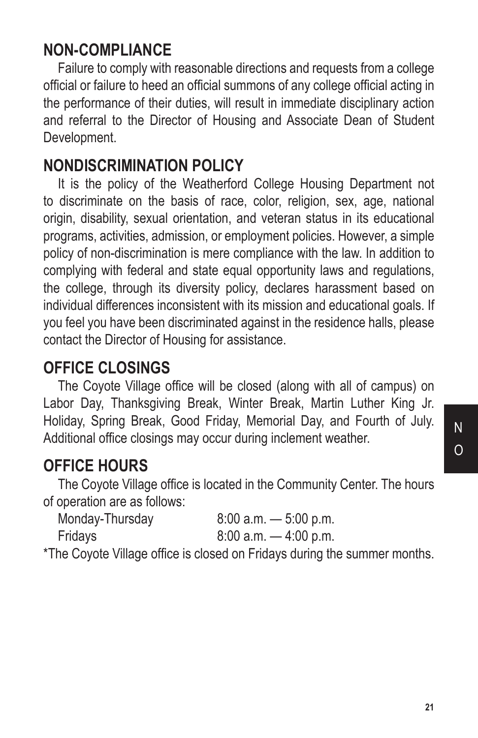## NON-COMPLIANCE

Failure to comply with reasonable directions and requests from a college official or failure to heed an official summons of any college official acting in the performance of their duties, will result in immediate disciplinary action and referral to the Director of Housing and Associate Dean of Student Development.

## NONDISCRIMINATION POLICY

It is the policy of the Weatherford College Housing Department not to discriminate on the basis of race, color, religion, sex, age, national origin, disability, sexual orientation, and veteran status in its educational programs, activities, admission, or employment policies. However, a simple policy of non-discrimination is mere compliance with the law. In addition to complying with federal and state equal opportunity laws and regulations, the college, through its diversity policy, declares harassment based on individual differences inconsistent with its mission and educational goals. If you feel you have been discriminated against in the residence halls, please contact the Director of Housing for assistance.

## OFFICE CLOSINGS

The Coyote Village office will be closed (along with all of campus) on Labor Day, Thanksgiving Break, Winter Break, Martin Luther King Jr. Holiday, Spring Break, Good Friday, Memorial Day, and Fourth of July. Additional office closings may occur during inclement weather.

## OFFICE HOURS

The Coyote Village office is located in the Community Center. The hours of operation are as follows:

| | |
|---|---|
| Monday-Thursday | 8:00 a.m. — 5:00 p.m. |
| Fridays | 8:00 a.m. — 4:00 p.m. |

*The Coyote Village office is closed on Fridays during the summer months.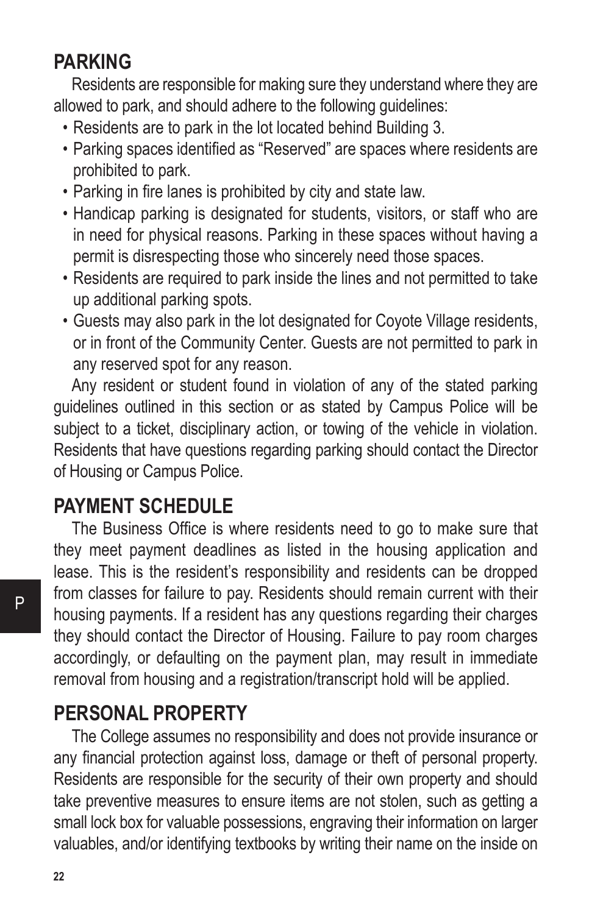## PARKING

Residents are responsible for making sure they understand where they are allowed to park, and should adhere to the following guidelines:

- Residents are to park in the lot located behind Building 3.
- Parking spaces identified as "Reserved" are spaces where residents are prohibited to park.
- Parking in fire lanes is prohibited by city and state law.
- Handicap parking is designated for students, visitors, or staff who are in need for physical reasons. Parking in these spaces without having a permit is disrespecting those who sincerely need those spaces.
- Residents are required to park inside the lines and not permitted to take up additional parking spots.
- Guests may also park in the lot designated for Coyote Village residents, or in front of the Community Center. Guests are not permitted to park in any reserved spot for any reason.

Any resident or student found in violation of any of the stated parking guidelines outlined in this section or as stated by Campus Police will be subject to a ticket, disciplinary action, or towing of the vehicle in violation. Residents that have questions regarding parking should contact the Director of Housing or Campus Police.

## PAYMENT SCHEDULE

The Business Office is where residents need to go to make sure that they meet payment deadlines as listed in the housing application and lease. This is the resident's responsibility and residents can be dropped from classes for failure to pay. Residents should remain current with their housing payments. If a resident has any questions regarding their charges they should contact the Director of Housing. Failure to pay room charges accordingly, or defaulting on the payment plan, may result in immediate removal from housing and a registration/transcript hold will be applied.

## PERSONAL PROPERTY

The College assumes no responsibility and does not provide insurance or any financial protection against loss, damage or theft of personal property. Residents are responsible for the security of their own property and should take preventive measures to ensure items are not stolen, such as getting a small lock box for valuable possessions, engraving their information on larger valuables, and/or identifying textbooks by writing their name on the inside on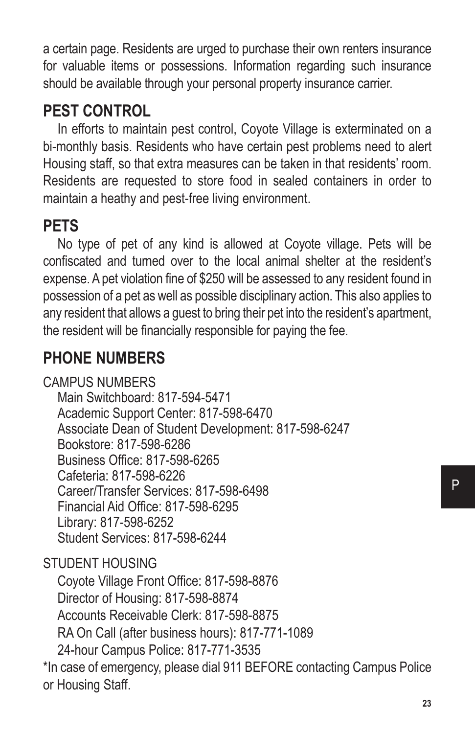a certain page. Residents are urged to purchase their own renters insurance for valuable items or possessions. Information regarding such insurance should be available through your personal property insurance carrier.

## PEST CONTROL

In efforts to maintain pest control, Coyote Village is exterminated on a bi-monthly basis. Residents who have certain pest problems need to alert Housing staff, so that extra measures can be taken in that residents' room. Residents are requested to store food in sealed containers in order to maintain a heathy and pest-free living environment.

## PETS

No type of pet of any kind is allowed at Coyote village. Pets will be confiscated and turned over to the local animal shelter at the resident's expense. A pet violation fine of $250 will be assessed to any resident found in possession of a pet as well as possible disciplinary action. This also applies to any resident that allows a guest to bring their pet into the resident's apartment, the resident will be financially responsible for paying the fee.

## PHONE NUMBERS

CAMPUS NUMBERS

Main Switchboard: 817-594-5471
Academic Support Center: 817-598-6470
Associate Dean of Student Development: 817-598-6247
Bookstore: 817-598-6286
Business Office: 817-598-6265
Cafeteria: 817-598-6226
Career/Transfer Services: 817-598-6498
Financial Aid Office: 817-598-6295
Library: 817-598-6252
Student Services: 817-598-6244

STUDENT HOUSING

Coyote Village Front Office: 817-598-8876
Director of Housing: 817-598-8874
Accounts Receivable Clerk: 817-598-8875
RA On Call (after business hours): 817-771-1089
24-hour Campus Police: 817-771-3535

*In case of emergency, please dial 911 BEFORE contacting Campus Police or Housing Staff.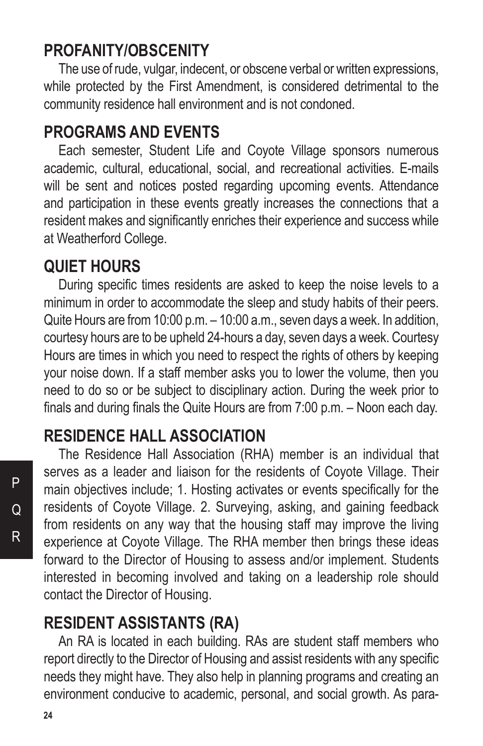## PROFANITY/OBSCENITY

The use of rude, vulgar, indecent, or obscene verbal or written expressions, while protected by the First Amendment, is considered detrimental to the community residence hall environment and is not condoned.

## PROGRAMS AND EVENTS

Each semester, Student Life and Coyote Village sponsors numerous academic, cultural, educational, social, and recreational activities. E-mails will be sent and notices posted regarding upcoming events. Attendance and participation in these events greatly increases the connections that a resident makes and significantly enriches their experience and success while at Weatherford College.

## QUIET HOURS

During specific times residents are asked to keep the noise levels to a minimum in order to accommodate the sleep and study habits of their peers. Quite Hours are from 10:00 p.m. – 10:00 a.m., seven days a week. In addition, courtesy hours are to be upheld 24-hours a day, seven days a week. Courtesy Hours are times in which you need to respect the rights of others by keeping your noise down. If a staff member asks you to lower the volume, then you need to do so or be subject to disciplinary action. During the week prior to finals and during finals the Quite Hours are from 7:00 p.m. – Noon each day.

## RESIDENCE HALL ASSOCIATION

The Residence Hall Association (RHA) member is an individual that serves as a leader and liaison for the residents of Coyote Village. Their main objectives include; 1. Hosting activates or events specifically for the residents of Coyote Village. 2. Surveying, asking, and gaining feedback from residents on any way that the housing staff may improve the living experience at Coyote Village. The RHA member then brings these ideas forward to the Director of Housing to assess and/or implement. Students interested in becoming involved and taking on a leadership role should contact the Director of Housing.

## RESIDENT ASSISTANTS (RA)

An RA is located in each building. RAs are student staff members who report directly to the Director of Housing and assist residents with any specific needs they might have. They also help in planning programs and creating an environment conducive to academic, personal, and social growth. As para-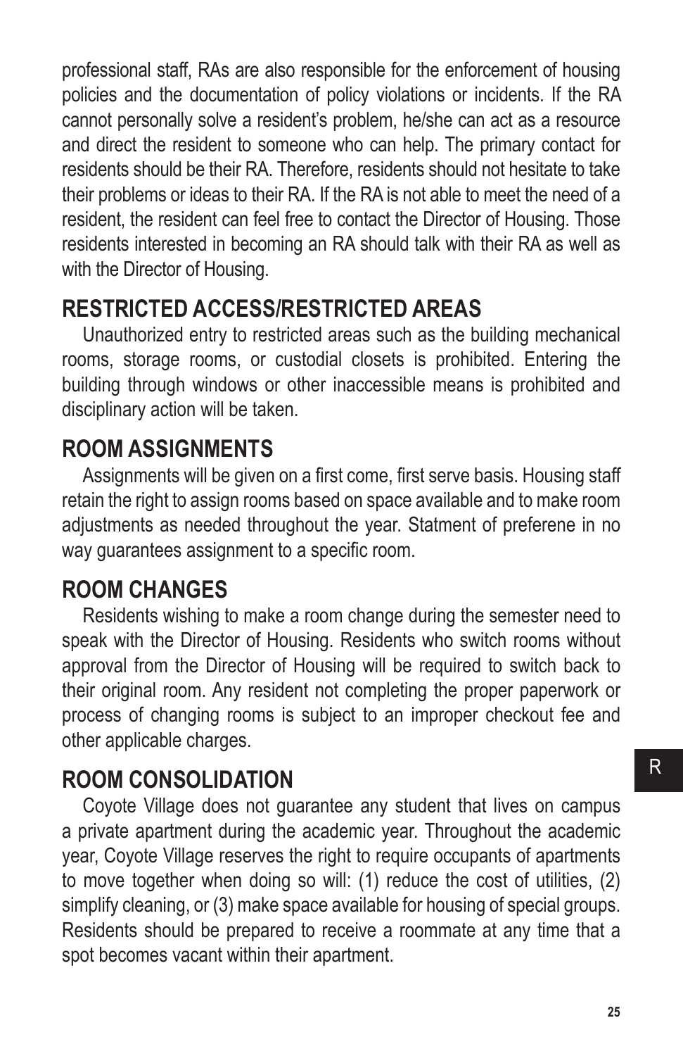professional staff, RAs are also responsible for the enforcement of housing policies and the documentation of policy violations or incidents. If the RA cannot personally solve a resident's problem, he/she can act as a resource and direct the resident to someone who can help. The primary contact for residents should be their RA. Therefore, residents should not hesitate to take their problems or ideas to their RA. If the RA is not able to meet the need of a resident, the resident can feel free to contact the Director of Housing. Those residents interested in becoming an RA should talk with their RA as well as with the Director of Housing.

## RESTRICTED ACCESS/RESTRICTED AREAS

Unauthorized entry to restricted areas such as the building mechanical rooms, storage rooms, or custodial closets is prohibited. Entering the building through windows or other inaccessible means is prohibited and disciplinary action will be taken.

## ROOM ASSIGNMENTS

Assignments will be given on a first come, first serve basis. Housing staff retain the right to assign rooms based on space available and to make room adjustments as needed throughout the year. Statment of preferene in no way guarantees assignment to a specific room.

## ROOM CHANGES

Residents wishing to make a room change during the semester need to speak with the Director of Housing. Residents who switch rooms without approval from the Director of Housing will be required to switch back to their original room. Any resident not completing the proper paperwork or process of changing rooms is subject to an improper checkout fee and other applicable charges.

## ROOM CONSOLIDATION

Coyote Village does not guarantee any student that lives on campus a private apartment during the academic year. Throughout the academic year, Coyote Village reserves the right to require occupants of apartments to move together when doing so will: (1) reduce the cost of utilities, (2) simplify cleaning, or (3) make space available for housing of special groups. Residents should be prepared to receive a roommate at any time that a spot becomes vacant within their apartment.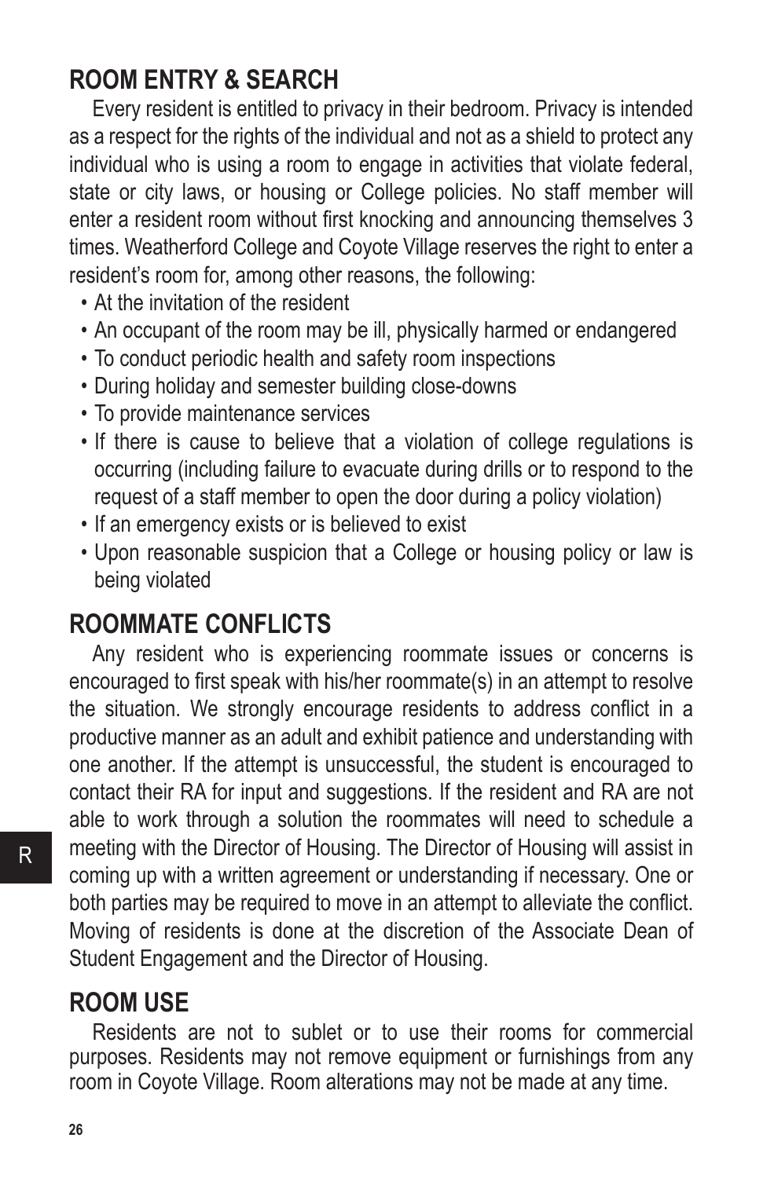## ROOM ENTRY & SEARCH

Every resident is entitled to privacy in their bedroom. Privacy is intended as a respect for the rights of the individual and not as a shield to protect any individual who is using a room to engage in activities that violate federal, state or city laws, or housing or College policies. No staff member will enter a resident room without first knocking and announcing themselves 3 times. Weatherford College and Coyote Village reserves the right to enter a resident's room for, among other reasons, the following:

- At the invitation of the resident
- An occupant of the room may be ill, physically harmed or endangered
- To conduct periodic health and safety room inspections
- During holiday and semester building close-downs
- To provide maintenance services
- If there is cause to believe that a violation of college regulations is occurring (including failure to evacuate during drills or to respond to the request of a staff member to open the door during a policy violation)
- If an emergency exists or is believed to exist
- Upon reasonable suspicion that a College or housing policy or law is being violated

## ROOMMATE CONFLICTS

Any resident who is experiencing roommate issues or concerns is encouraged to first speak with his/her roommate(s) in an attempt to resolve the situation. We strongly encourage residents to address conflict in a productive manner as an adult and exhibit patience and understanding with one another. If the attempt is unsuccessful, the student is encouraged to contact their RA for input and suggestions. If the resident and RA are not able to work through a solution the roommates will need to schedule a meeting with the Director of Housing. The Director of Housing will assist in coming up with a written agreement or understanding if necessary. One or both parties may be required to move in an attempt to alleviate the conflict. Moving of residents is done at the discretion of the Associate Dean of Student Engagement and the Director of Housing.

## ROOM USE

Residents are not to sublet or to use their rooms for commercial purposes. Residents may not remove equipment or furnishings from any room in Coyote Village. Room alterations may not be made at any time.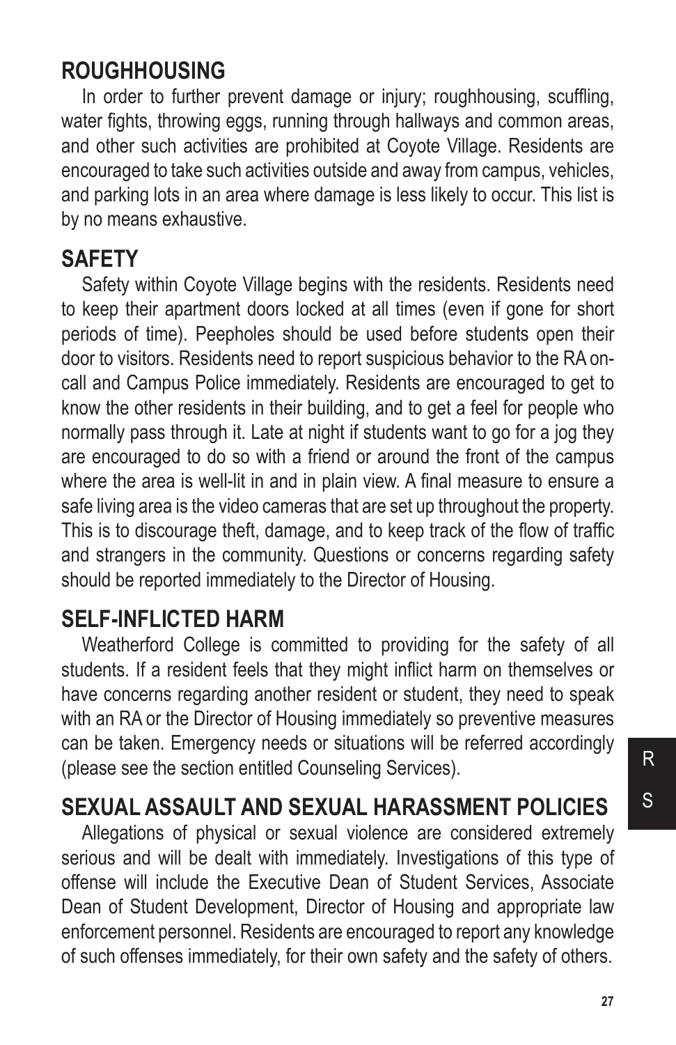## ROUGHHOUSING

In order to further prevent damage or injury; roughhousing, scuffling, water fights, throwing eggs, running through hallways and common areas, and other such activities are prohibited at Coyote Village. Residents are encouraged to take such activities outside and away from campus, vehicles, and parking lots in an area where damage is less likely to occur. This list is by no means exhaustive.

## SAFETY

Safety within Coyote Village begins with the residents. Residents need to keep their apartment doors locked at all times (even if gone for short periods of time). Peepholes should be used before students open their door to visitors. Residents need to report suspicious behavior to the RA on-call and Campus Police immediately. Residents are encouraged to get to know the other residents in their building, and to get a feel for people who normally pass through it. Late at night if students want to go for a jog they are encouraged to do so with a friend or around the front of the campus where the area is well-lit in and in plain view. A final measure to ensure a safe living area is the video cameras that are set up throughout the property. This is to discourage theft, damage, and to keep track of the flow of traffic and strangers in the community. Questions or concerns regarding safety should be reported immediately to the Director of Housing.

## SELF-INFLICTED HARM

Weatherford College is committed to providing for the safety of all students. If a resident feels that they might inflict harm on themselves or have concerns regarding another resident or student, they need to speak with an RA or the Director of Housing immediately so preventive measures can be taken. Emergency needs or situations will be referred accordingly (please see the section entitled Counseling Services).

## SEXUAL ASSAULT AND SEXUAL HARASSMENT POLICIES

Allegations of physical or sexual violence are considered extremely serious and will be dealt with immediately. Investigations of this type of offense will include the Executive Dean of Student Services, Associate Dean of Student Development, Director of Housing and appropriate law enforcement personnel. Residents are encouraged to report any knowledge of such offenses immediately, for their own safety and the safety of others.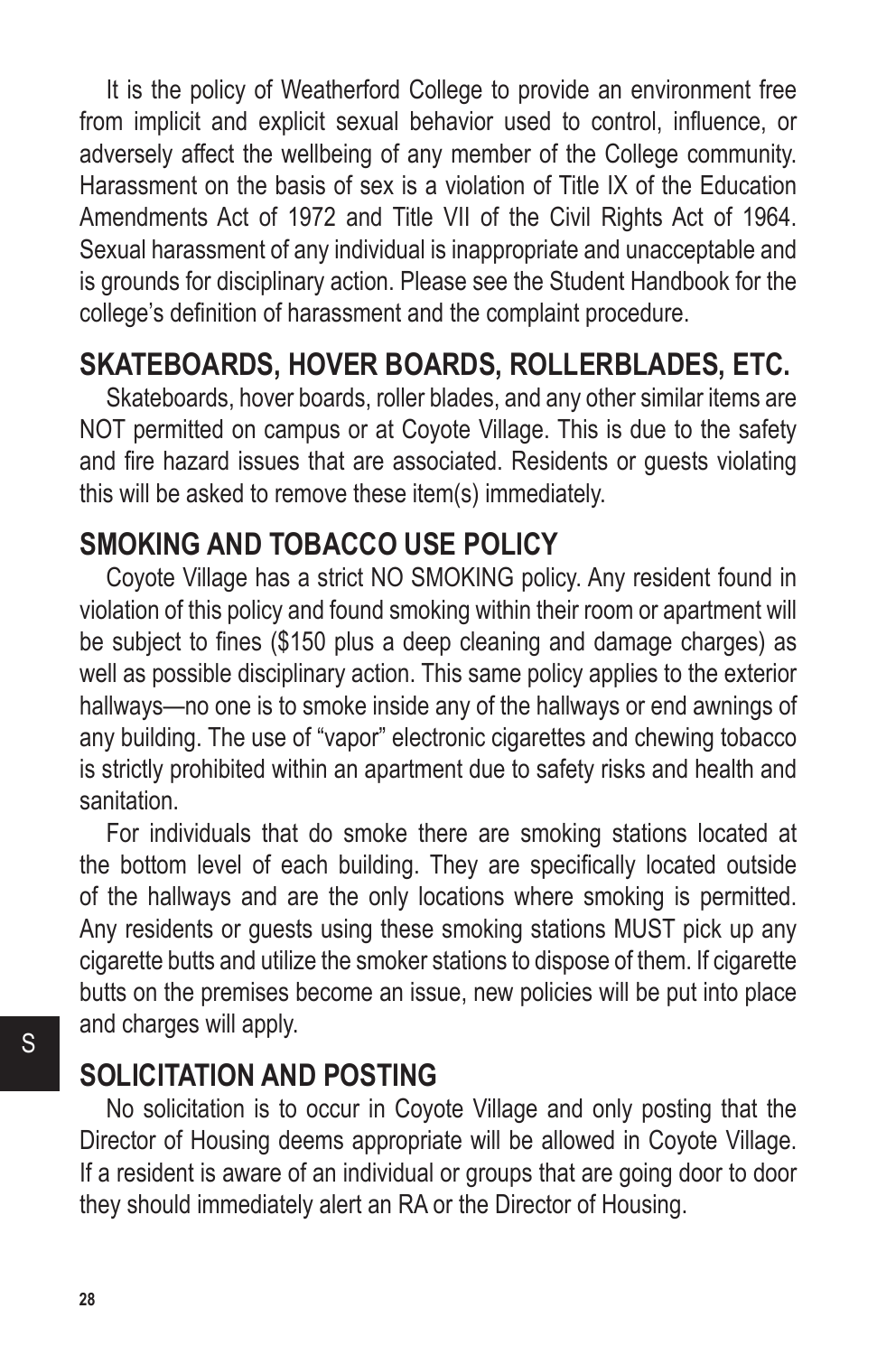It is the policy of Weatherford College to provide an environment free from implicit and explicit sexual behavior used to control, influence, or adversely affect the wellbeing of any member of the College community. Harassment on the basis of sex is a violation of Title IX of the Education Amendments Act of 1972 and Title VII of the Civil Rights Act of 1964. Sexual harassment of any individual is inappropriate and unacceptable and is grounds for disciplinary action. Please see the Student Handbook for the college's definition of harassment and the complaint procedure.

## SKATEBOARDS, HOVER BOARDS, ROLLERBLADES, ETC.

Skateboards, hover boards, roller blades, and any other similar items are NOT permitted on campus or at Coyote Village. This is due to the safety and fire hazard issues that are associated. Residents or guests violating this will be asked to remove these item(s) immediately.

## SMOKING AND TOBACCO USE POLICY

Coyote Village has a strict NO SMOKING policy. Any resident found in violation of this policy and found smoking within their room or apartment will be subject to fines ($150 plus a deep cleaning and damage charges) as well as possible disciplinary action. This same policy applies to the exterior hallways—no one is to smoke inside any of the hallways or end awnings of any building. The use of "vapor" electronic cigarettes and chewing tobacco is strictly prohibited within an apartment due to safety risks and health and sanitation.

For individuals that do smoke there are smoking stations located at the bottom level of each building. They are specifically located outside of the hallways and are the only locations where smoking is permitted. Any residents or guests using these smoking stations MUST pick up any cigarette butts and utilize the smoker stations to dispose of them. If cigarette butts on the premises become an issue, new policies will be put into place and charges will apply.

## SOLICITATION AND POSTING

No solicitation is to occur in Coyote Village and only posting that the Director of Housing deems appropriate will be allowed in Coyote Village. If a resident is aware of an individual or groups that are going door to door they should immediately alert an RA or the Director of Housing.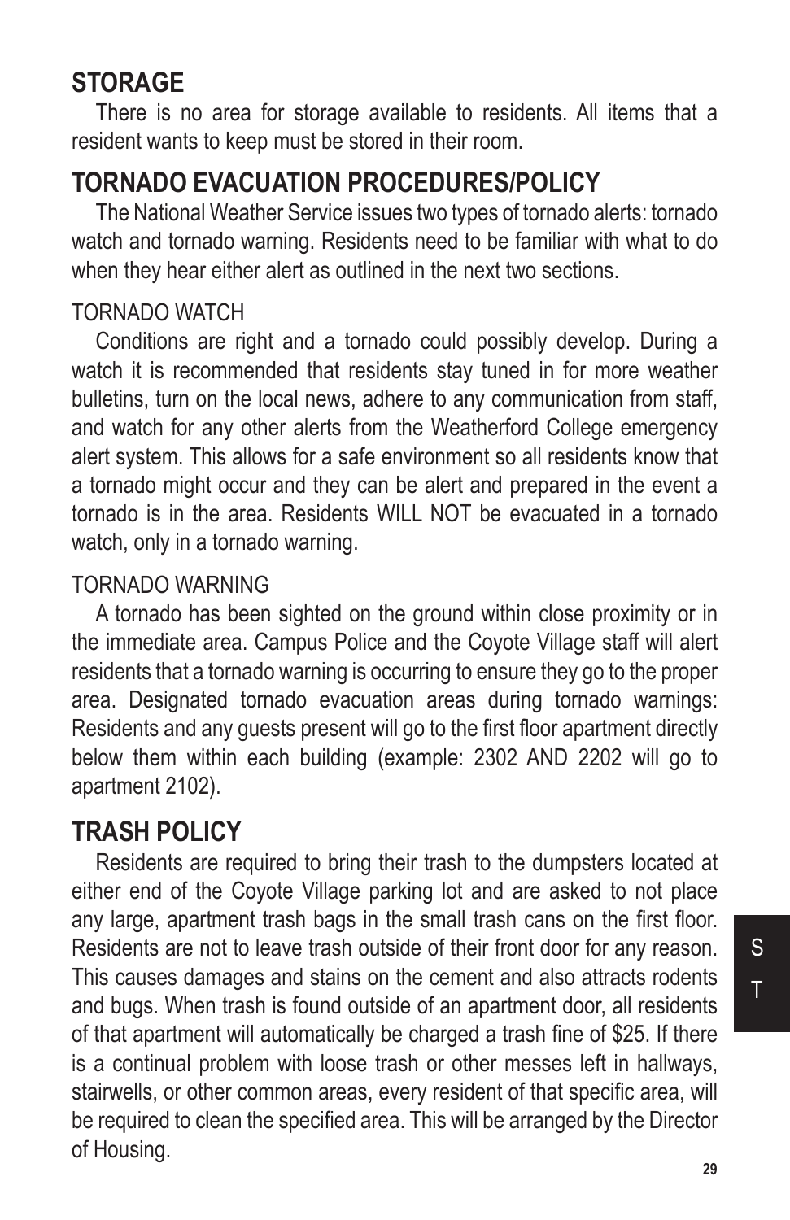## STORAGE

There is no area for storage available to residents. All items that a resident wants to keep must be stored in their room.

## TORNADO EVACUATION PROCEDURES/POLICY

The National Weather Service issues two types of tornado alerts: tornado watch and tornado warning. Residents need to be familiar with what to do when they hear either alert as outlined in the next two sections.

### TORNADO WATCH

Conditions are right and a tornado could possibly develop. During a watch it is recommended that residents stay tuned in for more weather bulletins, turn on the local news, adhere to any communication from staff, and watch for any other alerts from the Weatherford College emergency alert system. This allows for a safe environment so all residents know that a tornado might occur and they can be alert and prepared in the event a tornado is in the area. Residents WILL NOT be evacuated in a tornado watch, only in a tornado warning.

### TORNADO WARNING

A tornado has been sighted on the ground within close proximity or in the immediate area. Campus Police and the Coyote Village staff will alert residents that a tornado warning is occurring to ensure they go to the proper area. Designated tornado evacuation areas during tornado warnings: Residents and any guests present will go to the first floor apartment directly below them within each building (example: 2302 AND 2202 will go to apartment 2102).

## TRASH POLICY

Residents are required to bring their trash to the dumpsters located at either end of the Coyote Village parking lot and are asked to not place any large, apartment trash bags in the small trash cans on the first floor. Residents are not to leave trash outside of their front door for any reason. This causes damages and stains on the cement and also attracts rodents and bugs. When trash is found outside of an apartment door, all residents of that apartment will automatically be charged a trash fine of $25. If there is a continual problem with loose trash or other messes left in hallways, stairwells, or other common areas, every resident of that specific area, will be required to clean the specified area. This will be arranged by the Director of Housing.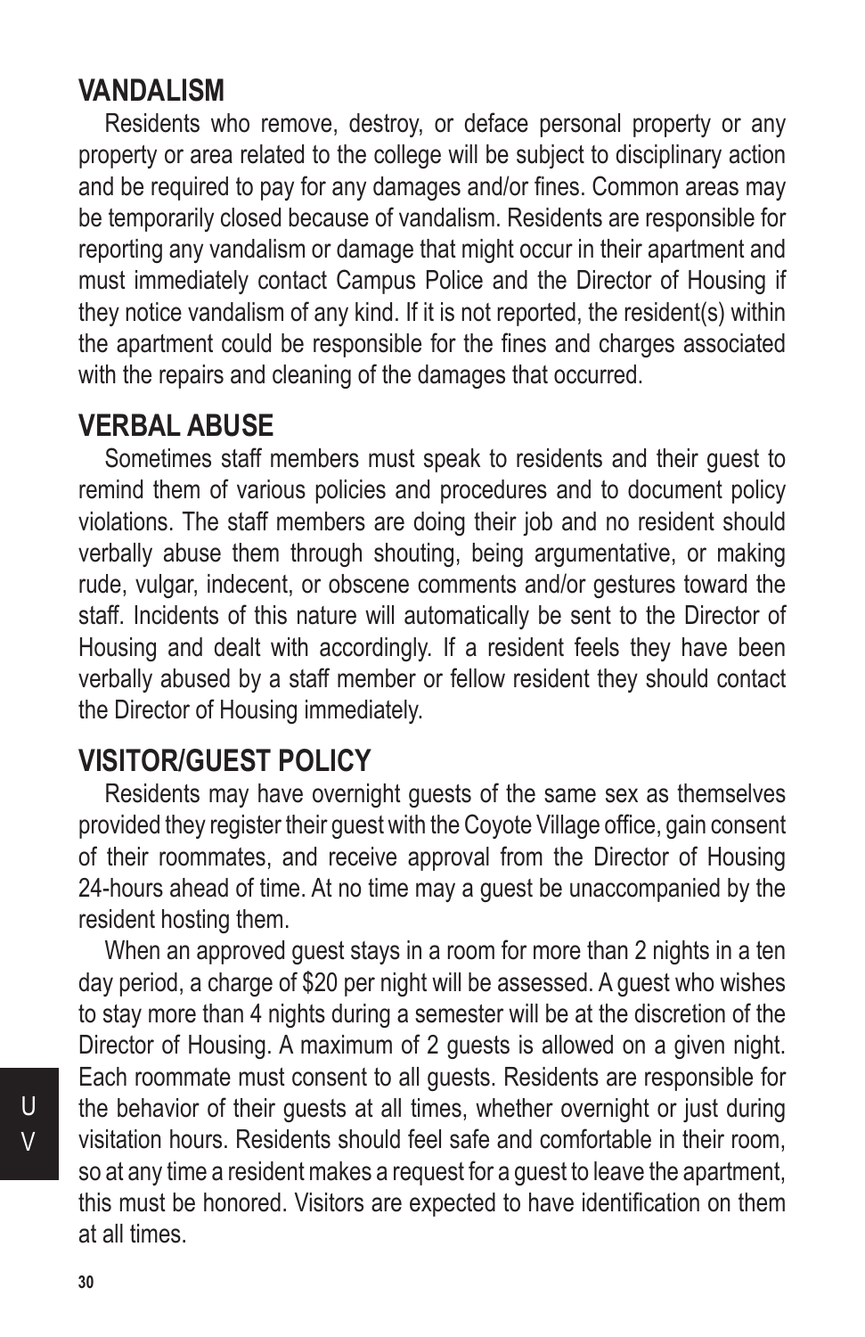## VANDALISM

Residents who remove, destroy, or deface personal property or any property or area related to the college will be subject to disciplinary action and be required to pay for any damages and/or fines. Common areas may be temporarily closed because of vandalism. Residents are responsible for reporting any vandalism or damage that might occur in their apartment and must immediately contact Campus Police and the Director of Housing if they notice vandalism of any kind. If it is not reported, the resident(s) within the apartment could be responsible for the fines and charges associated with the repairs and cleaning of the damages that occurred.

## VERBAL ABUSE

Sometimes staff members must speak to residents and their guest to remind them of various policies and procedures and to document policy violations. The staff members are doing their job and no resident should verbally abuse them through shouting, being argumentative, or making rude, vulgar, indecent, or obscene comments and/or gestures toward the staff. Incidents of this nature will automatically be sent to the Director of Housing and dealt with accordingly. If a resident feels they have been verbally abused by a staff member or fellow resident they should contact the Director of Housing immediately.

## VISITOR/GUEST POLICY

Residents may have overnight guests of the same sex as themselves provided they register their guest with the Coyote Village office, gain consent of their roommates, and receive approval from the Director of Housing 24-hours ahead of time. At no time may a guest be unaccompanied by the resident hosting them.

When an approved guest stays in a room for more than 2 nights in a ten day period, a charge of $20 per night will be assessed. A guest who wishes to stay more than 4 nights during a semester will be at the discretion of the Director of Housing. A maximum of 2 guests is allowed on a given night. Each roommate must consent to all guests. Residents are responsible for the behavior of their guests at all times, whether overnight or just during visitation hours. Residents should feel safe and comfortable in their room, so at any time a resident makes a request for a guest to leave the apartment, this must be honored. Visitors are expected to have identification on them at all times.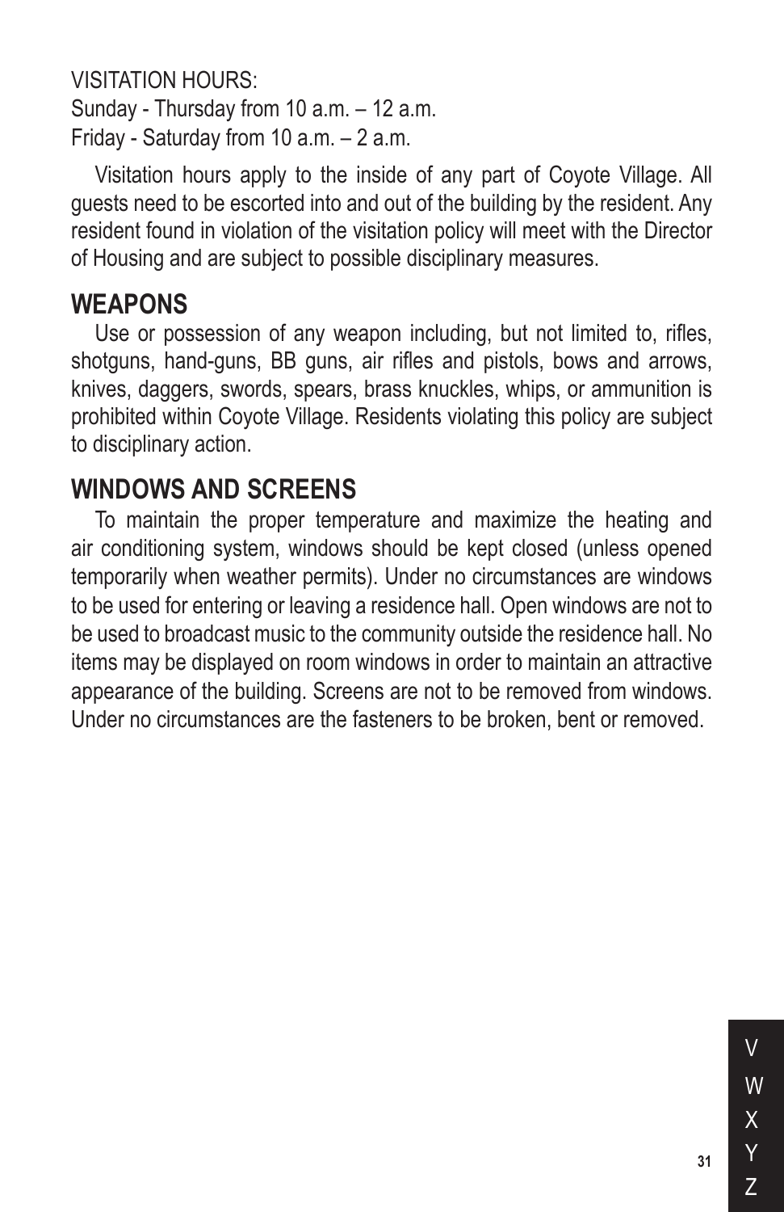VISITATION HOURS:
Sunday - Thursday from 10 a.m. – 12 a.m.
Friday - Saturday from 10 a.m. – 2 a.m.

Visitation hours apply to the inside of any part of Coyote Village. All guests need to be escorted into and out of the building by the resident. Any resident found in violation of the visitation policy will meet with the Director of Housing and are subject to possible disciplinary measures.

## WEAPONS

Use or possession of any weapon including, but not limited to, rifles, shotguns, hand-guns, BB guns, air rifles and pistols, bows and arrows, knives, daggers, swords, spears, brass knuckles, whips, or ammunition is prohibited within Coyote Village. Residents violating this policy are subject to disciplinary action.

## WINDOWS AND SCREENS

To maintain the proper temperature and maximize the heating and air conditioning system, windows should be kept closed (unless opened temporarily when weather permits). Under no circumstances are windows to be used for entering or leaving a residence hall. Open windows are not to be used to broadcast music to the community outside the residence hall. No items may be displayed on room windows in order to maintain an attractive appearance of the building. Screens are not to be removed from windows. Under no circumstances are the fasteners to be broken, bent or removed.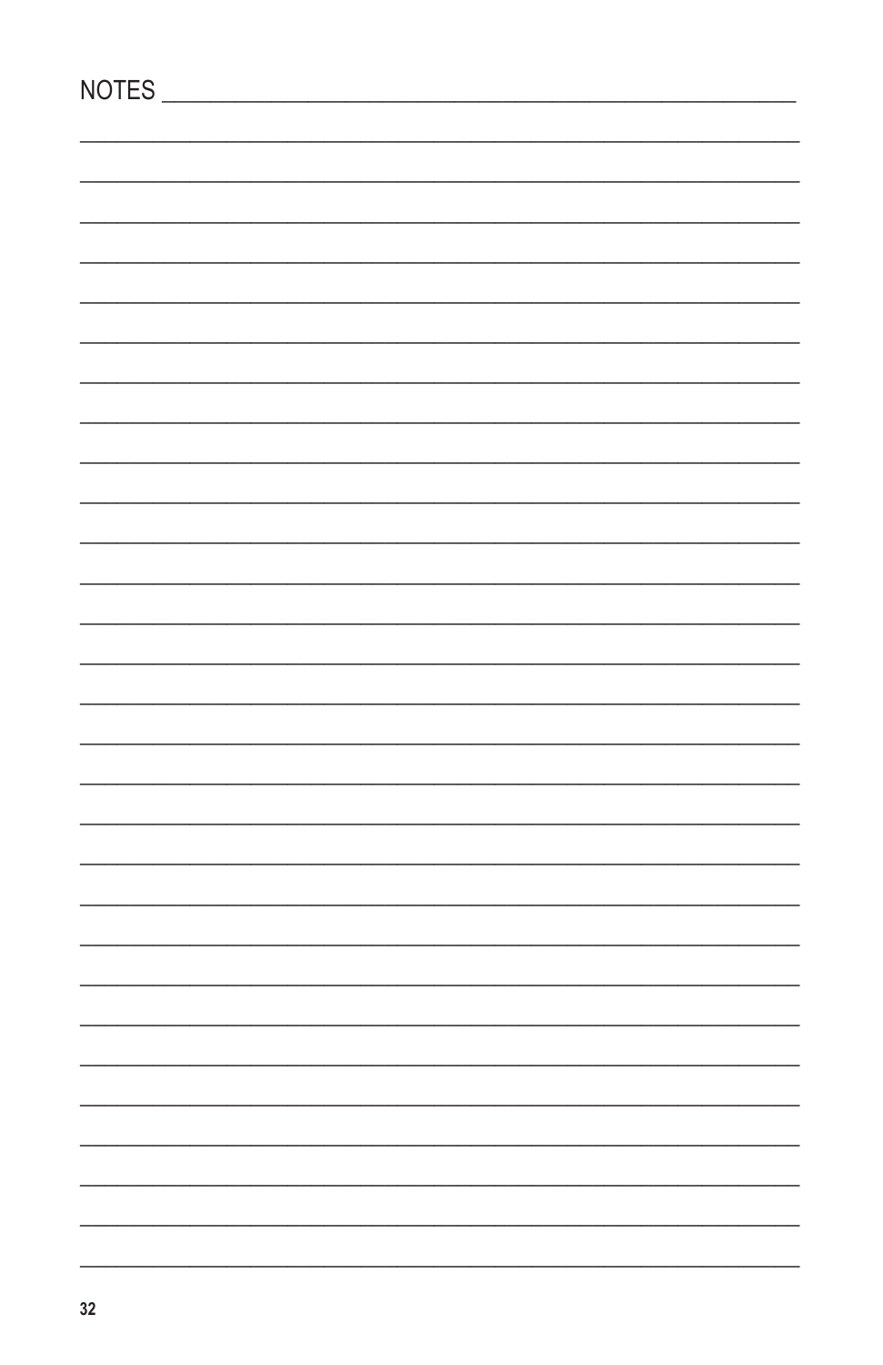NOTES